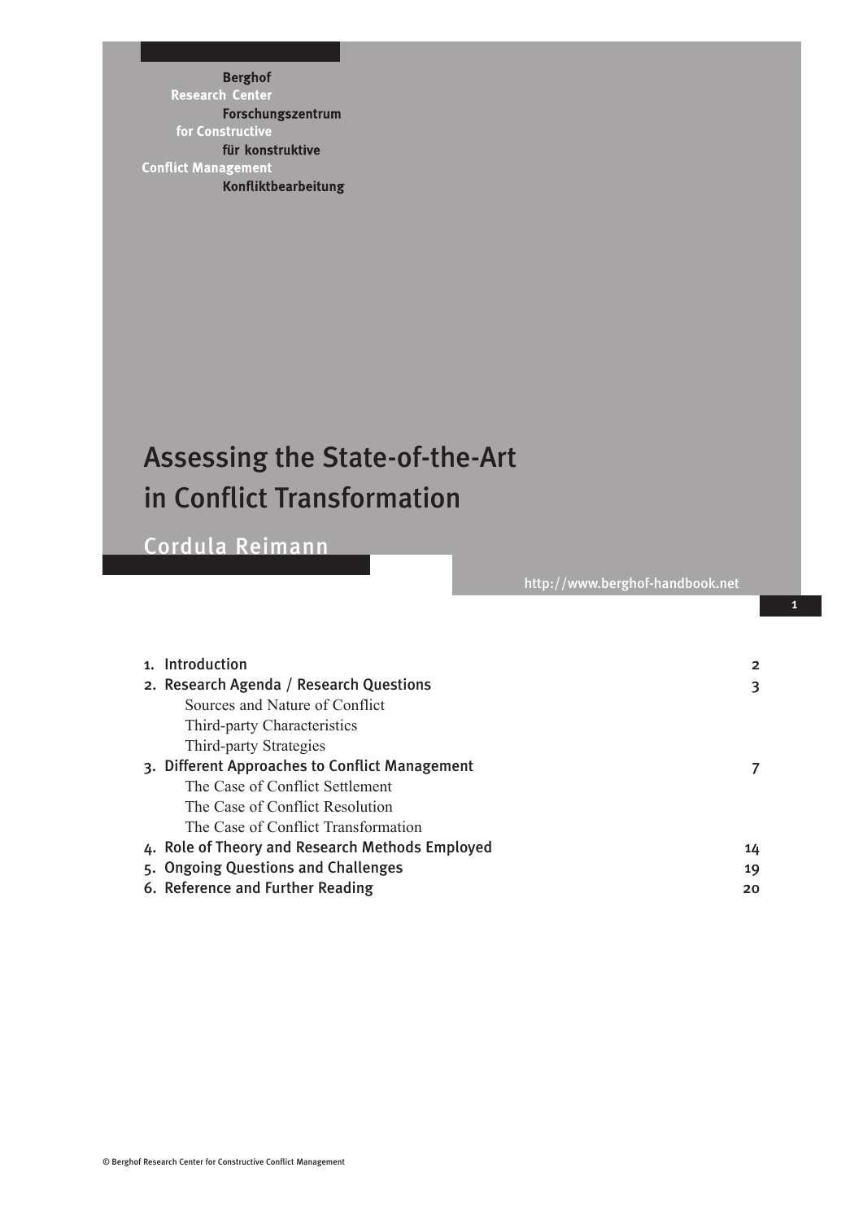Berghof Research Center for Constructive Conflict Management

Berghof Forschungszentrum für konstruktive Konfliktbearbeitung

# Assessing the State-of-the-Art in Conflict Transformation

## Cordula Reimann

http://www.berghof-handbook.net

| | |
|---|---|
| 1. Introduction | 2 |
| 2. Research Agenda / Research Questions | 3 |
| Sources and Nature of Conflict | |
| Third-party Characteristics | |
| Third-party Strategies | |
| 3. Different Approaches to Conflict Management | 7 |
| The Case of Conflict Settlement | |
| The Case of Conflict Resolution | |
| The Case of Conflict Transformation | |
| 4. Role of Theory and Research Methods Employed | 14 |
| 5. Ongoing Questions and Challenges | 19 |
| 6. Reference and Further Reading | 20 |

© Berghof Research Center for Constructive Conflict Management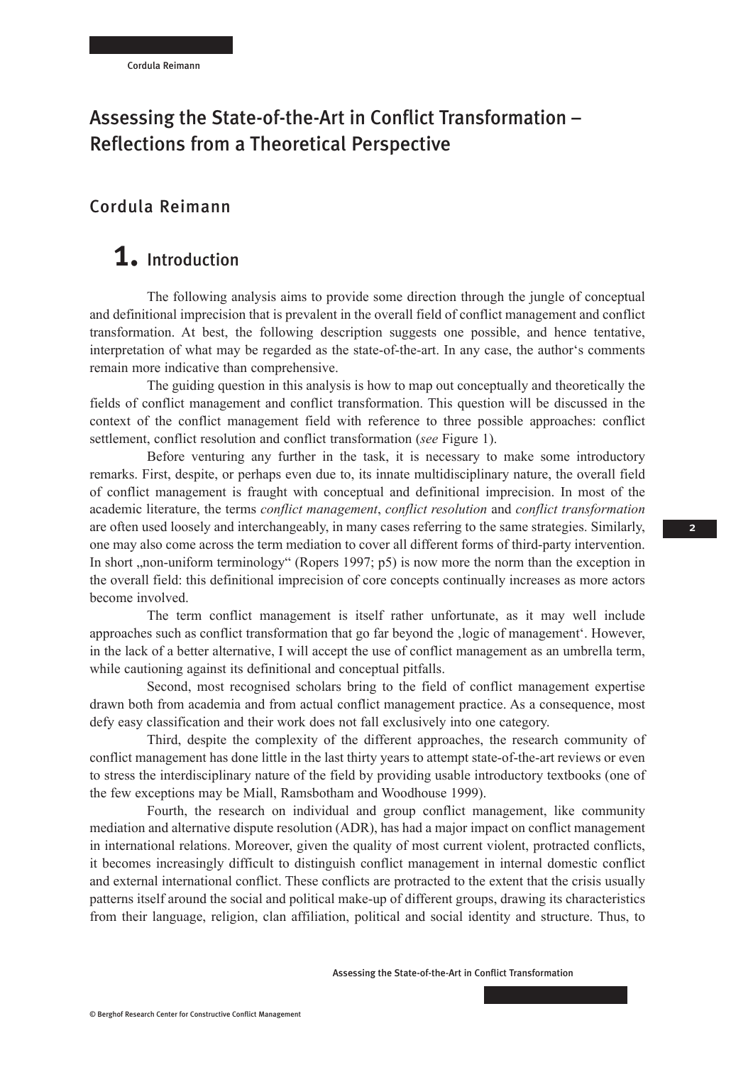# Assessing the State-of-the-Art in Conflict Transformation – Reflections from a Theoretical Perspective

## Cordula Reimann

## 1. Introduction

The following analysis aims to provide some direction through the jungle of conceptual and definitional imprecision that is prevalent in the overall field of conflict management and conflict transformation. At best, the following description suggests one possible, and hence tentative, interpretation of what may be regarded as the state-of-the-art. In any case, the author's comments remain more indicative than comprehensive.

The guiding question in this analysis is how to map out conceptually and theoretically the fields of conflict management and conflict transformation. This question will be discussed in the context of the conflict management field with reference to three possible approaches: conflict settlement, conflict resolution and conflict transformation (*see* Figure 1).

Before venturing any further in the task, it is necessary to make some introductory remarks. First, despite, or perhaps even due to, its innate multidisciplinary nature, the overall field of conflict management is fraught with conceptual and definitional imprecision. In most of the academic literature, the terms *conflict management*, *conflict resolution* and *conflict transformation* are often used loosely and interchangeably, in many cases referring to the same strategies. Similarly, one may also come across the term mediation to cover all different forms of third-party intervention. In short „non-uniform terminology" (Ropers 1997; p5) is now more the norm than the exception in the overall field: this definitional imprecision of core concepts continually increases as more actors become involved.

The term conflict management is itself rather unfortunate, as it may well include approaches such as conflict transformation that go far beyond the ‚logic of management'. However, in the lack of a better alternative, I will accept the use of conflict management as an umbrella term, while cautioning against its definitional and conceptual pitfalls.

Second, most recognised scholars bring to the field of conflict management expertise drawn both from academia and from actual conflict management practice. As a consequence, most defy easy classification and their work does not fall exclusively into one category.

Third, despite the complexity of the different approaches, the research community of conflict management has done little in the last thirty years to attempt state-of-the-art reviews or even to stress the interdisciplinary nature of the field by providing usable introductory textbooks (one of the few exceptions may be Miall, Ramsbotham and Woodhouse 1999).

Fourth, the research on individual and group conflict management, like community mediation and alternative dispute resolution (ADR), has had a major impact on conflict management in international relations. Moreover, given the quality of most current violent, protracted conflicts, it becomes increasingly difficult to distinguish conflict management in internal domestic conflict and external international conflict. These conflicts are protracted to the extent that the crisis usually patterns itself around the social and political make-up of different groups, drawing its characteristics from their language, religion, clan affiliation, political and social identity and structure. Thus, to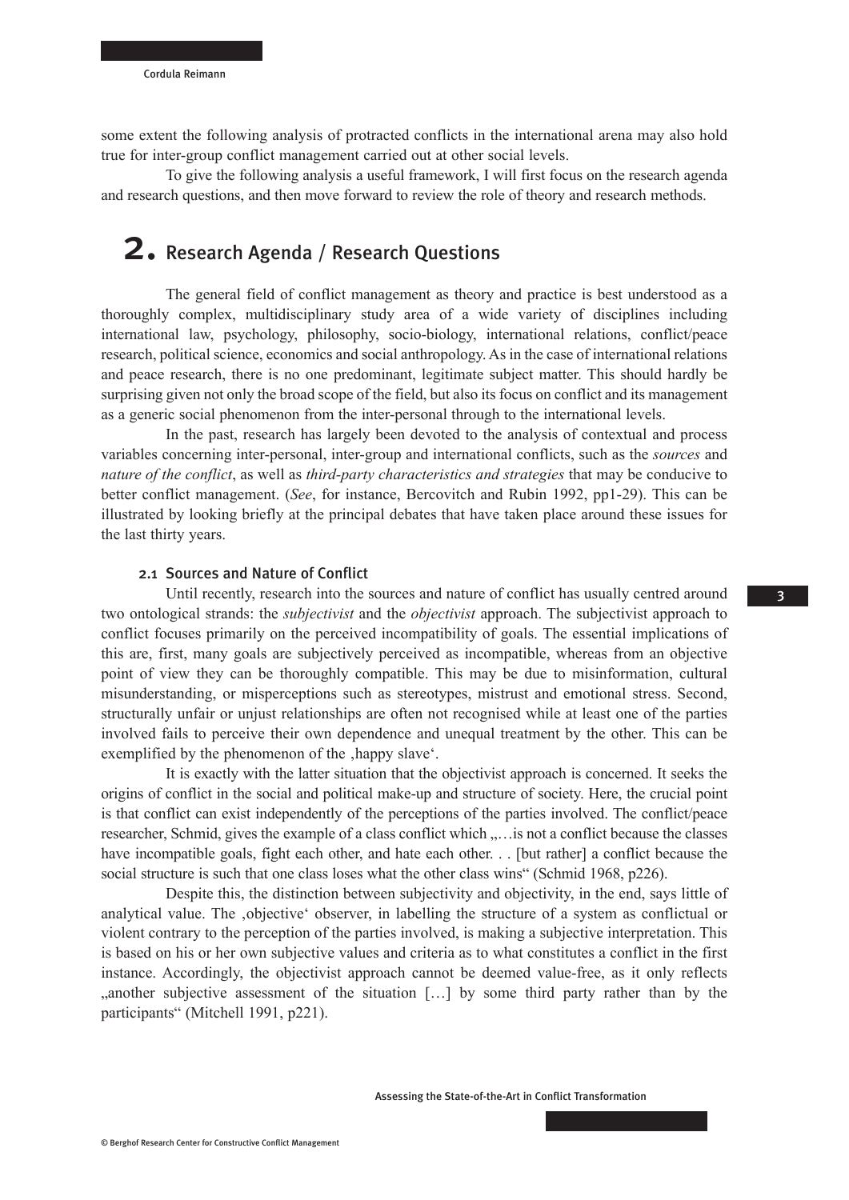some extent the following analysis of protracted conflicts in the international arena may also hold true for inter-group conflict management carried out at other social levels.

To give the following analysis a useful framework, I will first focus on the research agenda and research questions, and then move forward to review the role of theory and research methods.

# 2. Research Agenda / Research Questions

The general field of conflict management as theory and practice is best understood as a thoroughly complex, multidisciplinary study area of a wide variety of disciplines including international law, psychology, philosophy, socio-biology, international relations, conflict/peace research, political science, economics and social anthropology. As in the case of international relations and peace research, there is no one predominant, legitimate subject matter. This should hardly be surprising given not only the broad scope of the field, but also its focus on conflict and its management as a generic social phenomenon from the inter-personal through to the international levels.

In the past, research has largely been devoted to the analysis of contextual and process variables concerning inter-personal, inter-group and international conflicts, such as the *sources* and *nature of the conflict*, as well as *third-party characteristics and strategies* that may be conducive to better conflict management. (*See*, for instance, Bercovitch and Rubin 1992, pp1-29). This can be illustrated by looking briefly at the principal debates that have taken place around these issues for the last thirty years.

## 2.1 Sources and Nature of Conflict

Until recently, research into the sources and nature of conflict has usually centred around two ontological strands: the *subjectivist* and the *objectivist* approach. The subjectivist approach to conflict focuses primarily on the perceived incompatibility of goals. The essential implications of this are, first, many goals are subjectively perceived as incompatible, whereas from an objective point of view they can be thoroughly compatible. This may be due to misinformation, cultural misunderstanding, or misperceptions such as stereotypes, mistrust and emotional stress. Second, structurally unfair or unjust relationships are often not recognised while at least one of the parties involved fails to perceive their own dependence and unequal treatment by the other. This can be exemplified by the phenomenon of the ‚happy slave‘.

It is exactly with the latter situation that the objectivist approach is concerned. It seeks the origins of conflict in the social and political make-up and structure of society. Here, the crucial point is that conflict can exist independently of the perceptions of the parties involved. The conflict/peace researcher, Schmid, gives the example of a class conflict which „…is not a conflict because the classes have incompatible goals, fight each other, and hate each other. . . [but rather] a conflict because the social structure is such that one class loses what the other class wins“ (Schmid 1968, p226).

Despite this, the distinction between subjectivity and objectivity, in the end, says little of analytical value. The ‚objective‘ observer, in labelling the structure of a system as conflictual or violent contrary to the perception of the parties involved, is making a subjective interpretation. This is based on his or her own subjective values and criteria as to what constitutes a conflict in the first instance. Accordingly, the objectivist approach cannot be deemed value-free, as it only reflects „another subjective assessment of the situation […] by some third party rather than by the participants“ (Mitchell 1991, p221).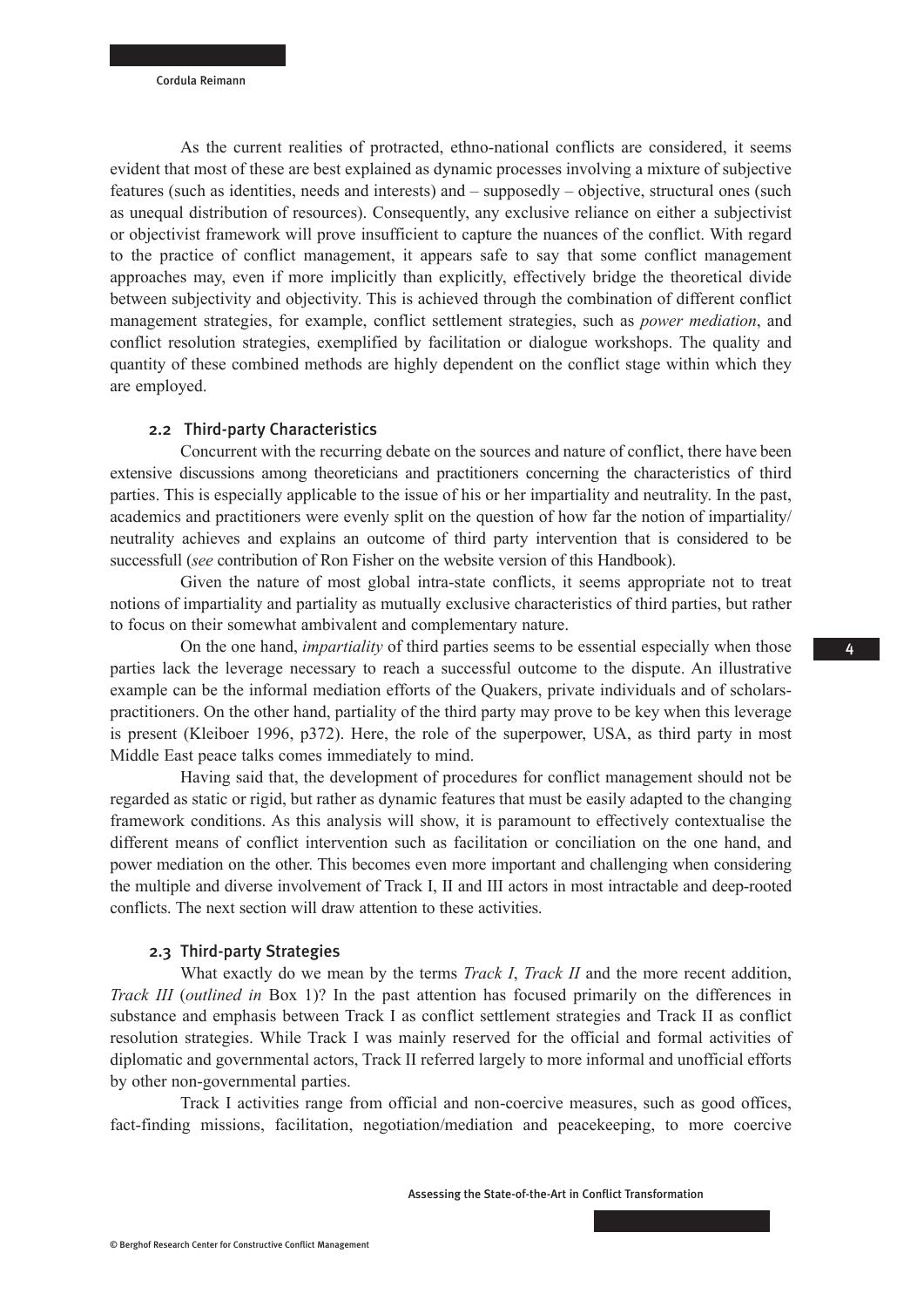As the current realities of protracted, ethno-national conflicts are considered, it seems evident that most of these are best explained as dynamic processes involving a mixture of subjective features (such as identities, needs and interests) and – supposedly – objective, structural ones (such as unequal distribution of resources). Consequently, any exclusive reliance on either a subjectivist or objectivist framework will prove insufficient to capture the nuances of the conflict. With regard to the practice of conflict management, it appears safe to say that some conflict management approaches may, even if more implicitly than explicitly, effectively bridge the theoretical divide between subjectivity and objectivity. This is achieved through the combination of different conflict management strategies, for example, conflict settlement strategies, such as *power mediation*, and conflict resolution strategies, exemplified by facilitation or dialogue workshops. The quality and quantity of these combined methods are highly dependent on the conflict stage within which they are employed.

### 2.2 Third-party Characteristics

Concurrent with the recurring debate on the sources and nature of conflict, there have been extensive discussions among theoreticians and practitioners concerning the characteristics of third parties. This is especially applicable to the issue of his or her impartiality and neutrality. In the past, academics and practitioners were evenly split on the question of how far the notion of impartiality/ neutrality achieves and explains an outcome of third party intervention that is considered to be successfull (*see* contribution of Ron Fisher on the website version of this Handbook).

Given the nature of most global intra-state conflicts, it seems appropriate not to treat notions of impartiality and partiality as mutually exclusive characteristics of third parties, but rather to focus on their somewhat ambivalent and complementary nature.

On the one hand, *impartiality* of third parties seems to be essential especially when those parties lack the leverage necessary to reach a successful outcome to the dispute. An illustrative example can be the informal mediation efforts of the Quakers, private individuals and of scholars-practitioners. On the other hand, partiality of the third party may prove to be key when this leverage is present (Kleiboer 1996, p372). Here, the role of the superpower, USA, as third party in most Middle East peace talks comes immediately to mind.

Having said that, the development of procedures for conflict management should not be regarded as static or rigid, but rather as dynamic features that must be easily adapted to the changing framework conditions. As this analysis will show, it is paramount to effectively contextualise the different means of conflict intervention such as facilitation or conciliation on the one hand, and power mediation on the other. This becomes even more important and challenging when considering the multiple and diverse involvement of Track I, II and III actors in most intractable and deep-rooted conflicts. The next section will draw attention to these activities.

### 2.3 Third-party Strategies

What exactly do we mean by the terms *Track I*, *Track II* and the more recent addition, *Track III* (*outlined in* Box 1)? In the past attention has focused primarily on the differences in substance and emphasis between Track I as conflict settlement strategies and Track II as conflict resolution strategies. While Track I was mainly reserved for the official and formal activities of diplomatic and governmental actors, Track II referred largely to more informal and unofficial efforts by other non-governmental parties.

Track I activities range from official and non-coercive measures, such as good offices, fact-finding missions, facilitation, negotiation/mediation and peacekeeping, to more coercive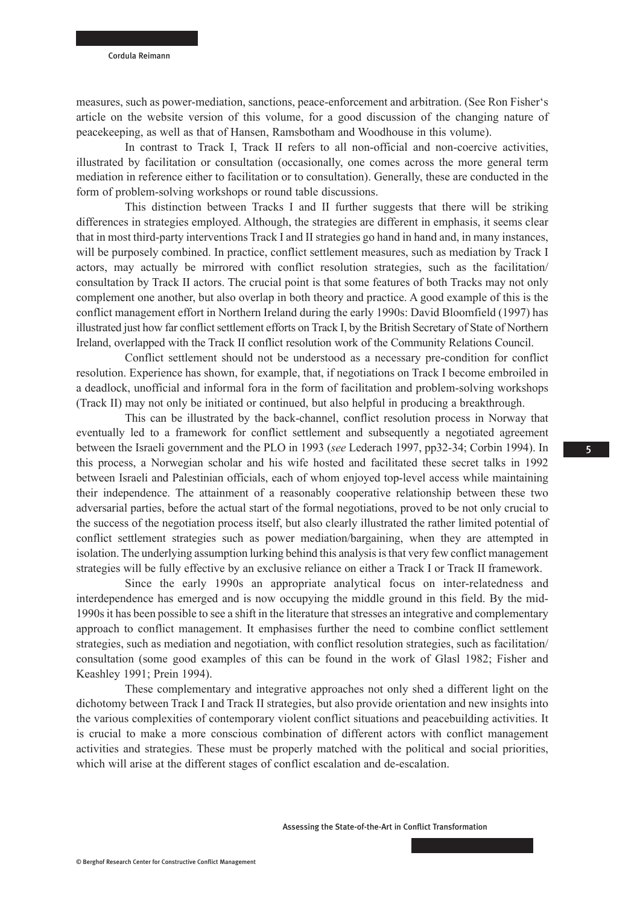measures, such as power-mediation, sanctions, peace-enforcement and arbitration. (See Ron Fisher's article on the website version of this volume, for a good discussion of the changing nature of peacekeeping, as well as that of Hansen, Ramsbotham and Woodhouse in this volume).

In contrast to Track I, Track II refers to all non-official and non-coercive activities, illustrated by facilitation or consultation (occasionally, one comes across the more general term mediation in reference either to facilitation or to consultation). Generally, these are conducted in the form of problem-solving workshops or round table discussions.

This distinction between Tracks I and II further suggests that there will be striking differences in strategies employed. Although, the strategies are different in emphasis, it seems clear that in most third-party interventions Track I and II strategies go hand in hand and, in many instances, will be purposely combined. In practice, conflict settlement measures, such as mediation by Track I actors, may actually be mirrored with conflict resolution strategies, such as the facilitation/consultation by Track II actors. The crucial point is that some features of both Tracks may not only complement one another, but also overlap in both theory and practice. A good example of this is the conflict management effort in Northern Ireland during the early 1990s: David Bloomfield (1997) has illustrated just how far conflict settlement efforts on Track I, by the British Secretary of State of Northern Ireland, overlapped with the Track II conflict resolution work of the Community Relations Council.

Conflict settlement should not be understood as a necessary pre-condition for conflict resolution. Experience has shown, for example, that, if negotiations on Track I become embroiled in a deadlock, unofficial and informal fora in the form of facilitation and problem-solving workshops (Track II) may not only be initiated or continued, but also helpful in producing a breakthrough.

This can be illustrated by the back-channel, conflict resolution process in Norway that eventually led to a framework for conflict settlement and subsequently a negotiated agreement between the Israeli government and the PLO in 1993 (*see* Lederach 1997, pp32-34; Corbin 1994). In this process, a Norwegian scholar and his wife hosted and facilitated these secret talks in 1992 between Israeli and Palestinian officials, each of whom enjoyed top-level access while maintaining their independence. The attainment of a reasonably cooperative relationship between these two adversarial parties, before the actual start of the formal negotiations, proved to be not only crucial to the success of the negotiation process itself, but also clearly illustrated the rather limited potential of conflict settlement strategies such as power mediation/bargaining, when they are attempted in isolation. The underlying assumption lurking behind this analysis is that very few conflict management strategies will be fully effective by an exclusive reliance on either a Track I or Track II framework.

Since the early 1990s an appropriate analytical focus on inter-relatedness and interdependence has emerged and is now occupying the middle ground in this field. By the mid-1990s it has been possible to see a shift in the literature that stresses an integrative and complementary approach to conflict management. It emphasises further the need to combine conflict settlement strategies, such as mediation and negotiation, with conflict resolution strategies, such as facilitation/consultation (some good examples of this can be found in the work of Glasl 1982; Fisher and Keashley 1991; Prein 1994).

These complementary and integrative approaches not only shed a different light on the dichotomy between Track I and Track II strategies, but also provide orientation and new insights into the various complexities of contemporary violent conflict situations and peacebuilding activities. It is crucial to make a more conscious combination of different actors with conflict management activities and strategies. These must be properly matched with the political and social priorities, which will arise at the different stages of conflict escalation and de-escalation.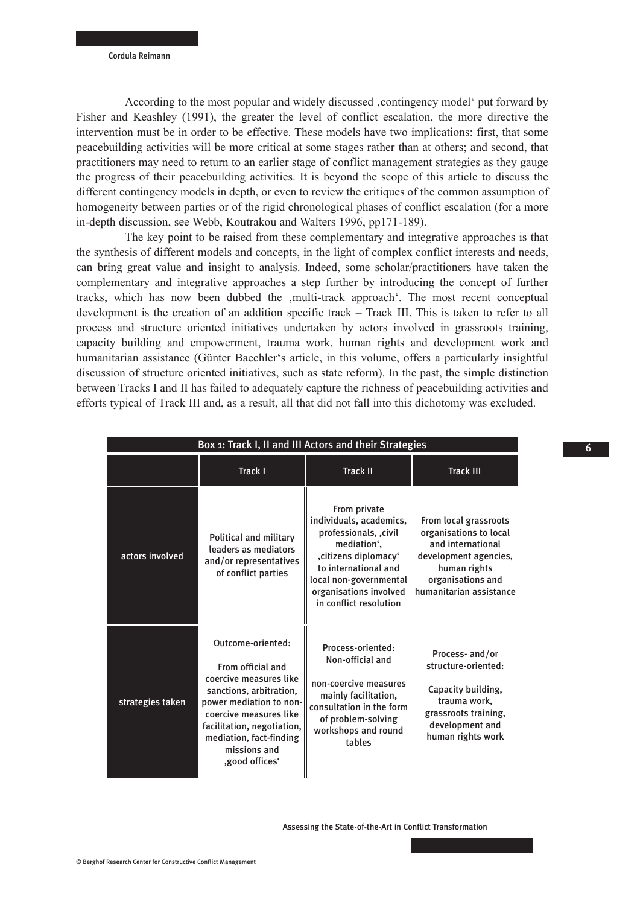According to the most popular and widely discussed ‚contingency model‘ put forward by Fisher and Keashley (1991), the greater the level of conflict escalation, the more directive the intervention must be in order to be effective. These models have two implications: first, that some peacebuilding activities will be more critical at some stages rather than at others; and second, that practitioners may need to return to an earlier stage of conflict management strategies as they gauge the progress of their peacebuilding activities. It is beyond the scope of this article to discuss the different contingency models in depth, or even to review the critiques of the common assumption of homogeneity between parties or of the rigid chronological phases of conflict escalation (for a more in-depth discussion, see Webb, Koutrakou and Walters 1996, pp171-189).

The key point to be raised from these complementary and integrative approaches is that the synthesis of different models and concepts, in the light of complex conflict interests and needs, can bring great value and insight to analysis. Indeed, some scholar/practitioners have taken the complementary and integrative approaches a step further by introducing the concept of further tracks, which has now been dubbed the ‚multi-track approach‘. The most recent conceptual development is the creation of an addition specific track – Track III. This is taken to refer to all process and structure oriented initiatives undertaken by actors involved in grassroots training, capacity building and empowerment, trauma work, human rights and development work and humanitarian assistance (Günter Baechler‘s article, in this volume, offers a particularly insightful discussion of structure oriented initiatives, such as state reform). In the past, the simple distinction between Tracks I and II has failed to adequately capture the richness of peacebuilding activities and efforts typical of Track III and, as a result, all that did not fall into this dichotomy was excluded.

**Box 1: Track I, II and III Actors and their Strategies**

| | Track I | Track II | Track III |
|---|---|---|---|
| actors involved | Political and military leaders as mediators and/or representatives of conflict parties | From private individuals, academics, professionals, ‚civil mediation‘, ‚citizens diplomacy‘ to international and local non-governmental organisations involved in conflict resolution | From local grassroots organisations to local and international development agencies, human rights organisations and humanitarian assistance |
| strategies taken | Outcome-oriented: From official and coercive measures like sanctions, arbitration, power mediation to non-coercive measures like facilitation, negotiation, mediation, fact-finding missions and ‚good offices‘ | Process-oriented: Non-official and non-coercive measures mainly facilitation, consultation in the form of problem-solving workshops and round tables | Process- and/or structure-oriented: Capacity building, trauma work, grassroots training, development and human rights work |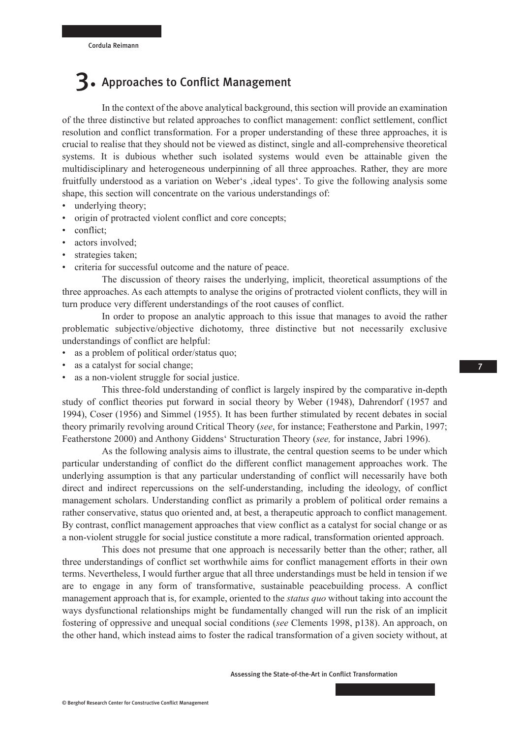# 3. Approaches to Conflict Management

In the context of the above analytical background, this section will provide an examination of the three distinctive but related approaches to conflict management: conflict settlement, conflict resolution and conflict transformation. For a proper understanding of these three approaches, it is crucial to realise that they should not be viewed as distinct, single and all-comprehensive theoretical systems. It is dubious whether such isolated systems would even be attainable given the multidisciplinary and heterogeneous underpinning of all three approaches. Rather, they are more fruitfully understood as a variation on Weber's ‚ideal types'. To give the following analysis some shape, this section will concentrate on the various understandings of:

- underlying theory;
- origin of protracted violent conflict and core concepts;
- conflict;
- actors involved;
- strategies taken;
- criteria for successful outcome and the nature of peace.

The discussion of theory raises the underlying, implicit, theoretical assumptions of the three approaches. As each attempts to analyse the origins of protracted violent conflicts, they will in turn produce very different understandings of the root causes of conflict.

In order to propose an analytic approach to this issue that manages to avoid the rather problematic subjective/objective dichotomy, three distinctive but not necessarily exclusive understandings of conflict are helpful:

- as a problem of political order/status quo;
- as a catalyst for social change;
- as a non-violent struggle for social justice.

This three-fold understanding of conflict is largely inspired by the comparative in-depth study of conflict theories put forward in social theory by Weber (1948), Dahrendorf (1957 and 1994), Coser (1956) and Simmel (1955). It has been further stimulated by recent debates in social theory primarily revolving around Critical Theory (*see*, for instance; Featherstone and Parkin, 1997; Featherstone 2000) and Anthony Giddens' Structuration Theory (*see,* for instance, Jabri 1996).

As the following analysis aims to illustrate, the central question seems to be under which particular understanding of conflict do the different conflict management approaches work. The underlying assumption is that any particular understanding of conflict will necessarily have both direct and indirect repercussions on the self-understanding, including the ideology, of conflict management scholars. Understanding conflict as primarily a problem of political order remains a rather conservative, status quo oriented and, at best, a therapeutic approach to conflict management. By contrast, conflict management approaches that view conflict as a catalyst for social change or as a non-violent struggle for social justice constitute a more radical, transformation oriented approach.

This does not presume that one approach is necessarily better than the other; rather, all three understandings of conflict set worthwhile aims for conflict management efforts in their own terms. Nevertheless, I would further argue that all three understandings must be held in tension if we are to engage in any form of transformative, sustainable peacebuilding process. A conflict management approach that is, for example, oriented to the *status quo* without taking into account the ways dysfunctional relationships might be fundamentally changed will run the risk of an implicit fostering of oppressive and unequal social conditions (*see* Clements 1998, p138). An approach, on the other hand, which instead aims to foster the radical transformation of a given society without, at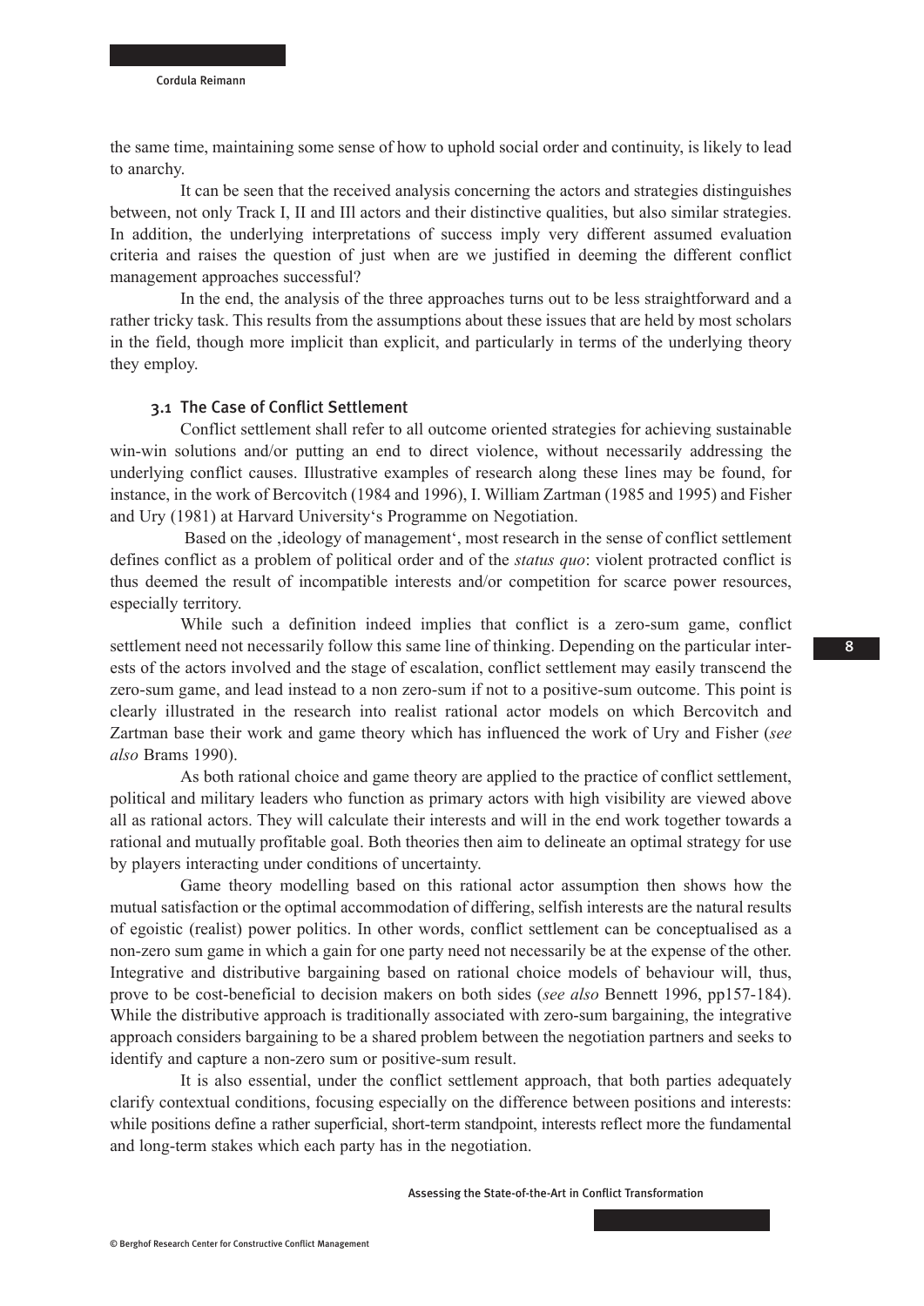the same time, maintaining some sense of how to uphold social order and continuity, is likely to lead to anarchy.

It can be seen that the received analysis concerning the actors and strategies distinguishes between, not only Track I, II and III actors and their distinctive qualities, but also similar strategies. In addition, the underlying interpretations of success imply very different assumed evaluation criteria and raises the question of just when are we justified in deeming the different conflict management approaches successful?

In the end, the analysis of the three approaches turns out to be less straightforward and a rather tricky task. This results from the assumptions about these issues that are held by most scholars in the field, though more implicit than explicit, and particularly in terms of the underlying theory they employ.

### 3.1 The Case of Conflict Settlement

Conflict settlement shall refer to all outcome oriented strategies for achieving sustainable win-win solutions and/or putting an end to direct violence, without necessarily addressing the underlying conflict causes. Illustrative examples of research along these lines may be found, for instance, in the work of Bercovitch (1984 and 1996), I. William Zartman (1985 and 1995) and Fisher and Ury (1981) at Harvard University's Programme on Negotiation.

Based on the ‚ideology of management', most research in the sense of conflict settlement defines conflict as a problem of political order and of the *status quo*: violent protracted conflict is thus deemed the result of incompatible interests and/or competition for scarce power resources, especially territory.

While such a definition indeed implies that conflict is a zero-sum game, conflict settlement need not necessarily follow this same line of thinking. Depending on the particular interests of the actors involved and the stage of escalation, conflict settlement may easily transcend the zero-sum game, and lead instead to a non zero-sum if not to a positive-sum outcome. This point is clearly illustrated in the research into realist rational actor models on which Bercovitch and Zartman base their work and game theory which has influenced the work of Ury and Fisher (*see also* Brams 1990).

As both rational choice and game theory are applied to the practice of conflict settlement, political and military leaders who function as primary actors with high visibility are viewed above all as rational actors. They will calculate their interests and will in the end work together towards a rational and mutually profitable goal. Both theories then aim to delineate an optimal strategy for use by players interacting under conditions of uncertainty.

Game theory modelling based on this rational actor assumption then shows how the mutual satisfaction or the optimal accommodation of differing, selfish interests are the natural results of egoistic (realist) power politics. In other words, conflict settlement can be conceptualised as a non-zero sum game in which a gain for one party need not necessarily be at the expense of the other. Integrative and distributive bargaining based on rational choice models of behaviour will, thus, prove to be cost-beneficial to decision makers on both sides (*see also* Bennett 1996, pp157-184). While the distributive approach is traditionally associated with zero-sum bargaining, the integrative approach considers bargaining to be a shared problem between the negotiation partners and seeks to identify and capture a non-zero sum or positive-sum result.

It is also essential, under the conflict settlement approach, that both parties adequately clarify contextual conditions, focusing especially on the difference between positions and interests: while positions define a rather superficial, short-term standpoint, interests reflect more the fundamental and long-term stakes which each party has in the negotiation.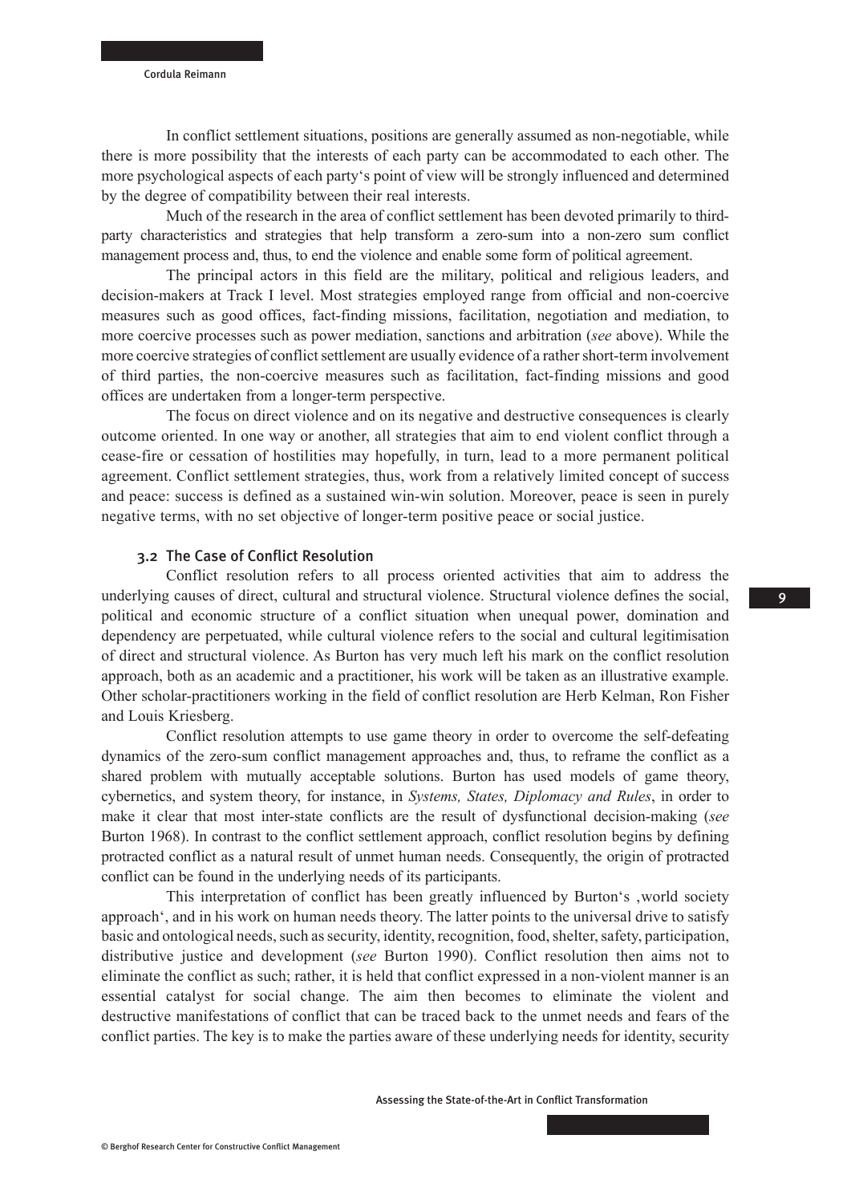In conflict settlement situations, positions are generally assumed as non-negotiable, while there is more possibility that the interests of each party can be accommodated to each other. The more psychological aspects of each party‘s point of view will be strongly influenced and determined by the degree of compatibility between their real interests.

Much of the research in the area of conflict settlement has been devoted primarily to third-party characteristics and strategies that help transform a zero-sum into a non-zero sum conflict management process and, thus, to end the violence and enable some form of political agreement.

The principal actors in this field are the military, political and religious leaders, and decision-makers at Track I level. Most strategies employed range from official and non-coercive measures such as good offices, fact-finding missions, facilitation, negotiation and mediation, to more coercive processes such as power mediation, sanctions and arbitration (*see* above). While the more coercive strategies of conflict settlement are usually evidence of a rather short-term involvement of third parties, the non-coercive measures such as facilitation, fact-finding missions and good offices are undertaken from a longer-term perspective.

The focus on direct violence and on its negative and destructive consequences is clearly outcome oriented. In one way or another, all strategies that aim to end violent conflict through a cease-fire or cessation of hostilities may hopefully, in turn, lead to a more permanent political agreement. Conflict settlement strategies, thus, work from a relatively limited concept of success and peace: success is defined as a sustained win-win solution. Moreover, peace is seen in purely negative terms, with no set objective of longer-term positive peace or social justice.

### 3.2 The Case of Conflict Resolution

Conflict resolution refers to all process oriented activities that aim to address the underlying causes of direct, cultural and structural violence. Structural violence defines the social, political and economic structure of a conflict situation when unequal power, domination and dependency are perpetuated, while cultural violence refers to the social and cultural legitimisation of direct and structural violence. As Burton has very much left his mark on the conflict resolution approach, both as an academic and a practitioner, his work will be taken as an illustrative example. Other scholar-practitioners working in the field of conflict resolution are Herb Kelman, Ron Fisher and Louis Kriesberg.

Conflict resolution attempts to use game theory in order to overcome the self-defeating dynamics of the zero-sum conflict management approaches and, thus, to reframe the conflict as a shared problem with mutually acceptable solutions. Burton has used models of game theory, cybernetics, and system theory, for instance, in *Systems, States, Diplomacy and Rules*, in order to make it clear that most inter-state conflicts are the result of dysfunctional decision-making (*see* Burton 1968). In contrast to the conflict settlement approach, conflict resolution begins by defining protracted conflict as a natural result of unmet human needs. Consequently, the origin of protracted conflict can be found in the underlying needs of its participants.

This interpretation of conflict has been greatly influenced by Burton‘s ‚world society approach‘, and in his work on human needs theory. The latter points to the universal drive to satisfy basic and ontological needs, such as security, identity, recognition, food, shelter, safety, participation, distributive justice and development (*see* Burton 1990). Conflict resolution then aims not to eliminate the conflict as such; rather, it is held that conflict expressed in a non-violent manner is an essential catalyst for social change. The aim then becomes to eliminate the violent and destructive manifestations of conflict that can be traced back to the unmet needs and fears of the conflict parties. The key is to make the parties aware of these underlying needs for identity, security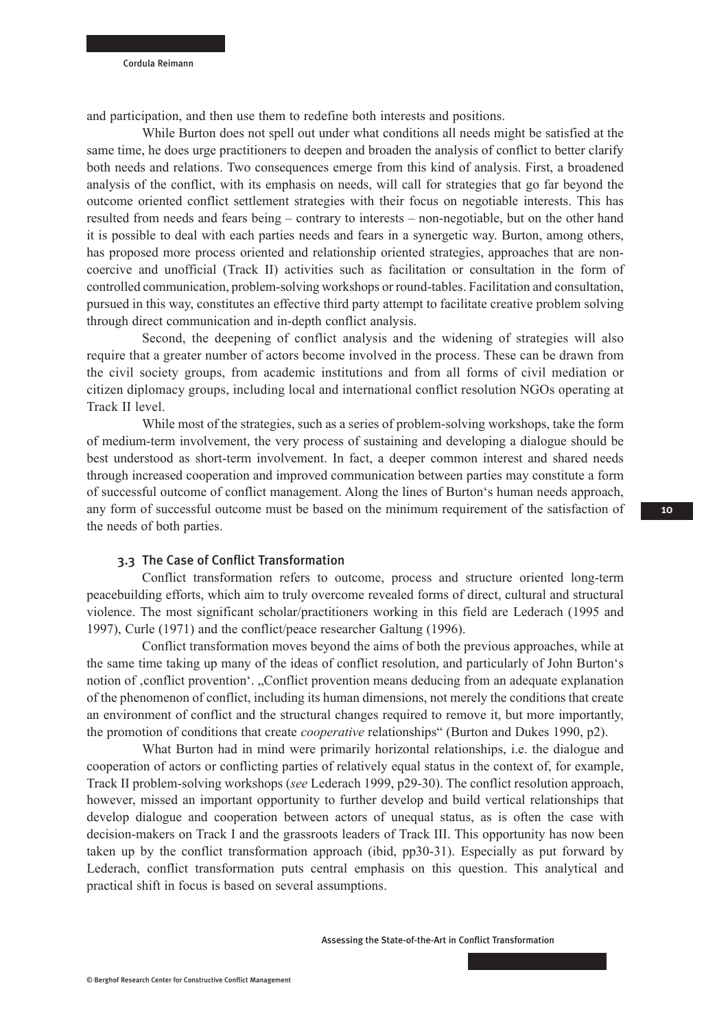and participation, and then use them to redefine both interests and positions.

While Burton does not spell out under what conditions all needs might be satisfied at the same time, he does urge practitioners to deepen and broaden the analysis of conflict to better clarify both needs and relations. Two consequences emerge from this kind of analysis. First, a broadened analysis of the conflict, with its emphasis on needs, will call for strategies that go far beyond the outcome oriented conflict settlement strategies with their focus on negotiable interests. This has resulted from needs and fears being – contrary to interests – non-negotiable, but on the other hand it is possible to deal with each parties needs and fears in a synergetic way. Burton, among others, has proposed more process oriented and relationship oriented strategies, approaches that are non-coercive and unofficial (Track II) activities such as facilitation or consultation in the form of controlled communication, problem-solving workshops or round-tables. Facilitation and consultation, pursued in this way, constitutes an effective third party attempt to facilitate creative problem solving through direct communication and in-depth conflict analysis.

Second, the deepening of conflict analysis and the widening of strategies will also require that a greater number of actors become involved in the process. These can be drawn from the civil society groups, from academic institutions and from all forms of civil mediation or citizen diplomacy groups, including local and international conflict resolution NGOs operating at Track II level.

While most of the strategies, such as a series of problem-solving workshops, take the form of medium-term involvement, the very process of sustaining and developing a dialogue should be best understood as short-term involvement. In fact, a deeper common interest and shared needs through increased cooperation and improved communication between parties may constitute a form of successful outcome of conflict management. Along the lines of Burton's human needs approach, any form of successful outcome must be based on the minimum requirement of the satisfaction of the needs of both parties.

### 3.3 The Case of Conflict Transformation

Conflict transformation refers to outcome, process and structure oriented long-term peacebuilding efforts, which aim to truly overcome revealed forms of direct, cultural and structural violence. The most significant scholar/practitioners working in this field are Lederach (1995 and 1997), Curle (1971) and the conflict/peace researcher Galtung (1996).

Conflict transformation moves beyond the aims of both the previous approaches, while at the same time taking up many of the ideas of conflict resolution, and particularly of John Burton's notion of ‚conflict provention'. „Conflict provention means deducing from an adequate explanation of the phenomenon of conflict, including its human dimensions, not merely the conditions that create an environment of conflict and the structural changes required to remove it, but more importantly, the promotion of conditions that create *cooperative* relationships" (Burton and Dukes 1990, p2).

What Burton had in mind were primarily horizontal relationships, i.e. the dialogue and cooperation of actors or conflicting parties of relatively equal status in the context of, for example, Track II problem-solving workshops (*see* Lederach 1999, p29-30). The conflict resolution approach, however, missed an important opportunity to further develop and build vertical relationships that develop dialogue and cooperation between actors of unequal status, as is often the case with decision-makers on Track I and the grassroots leaders of Track III. This opportunity has now been taken up by the conflict transformation approach (ibid, pp30-31). Especially as put forward by Lederach, conflict transformation puts central emphasis on this question. This analytical and practical shift in focus is based on several assumptions.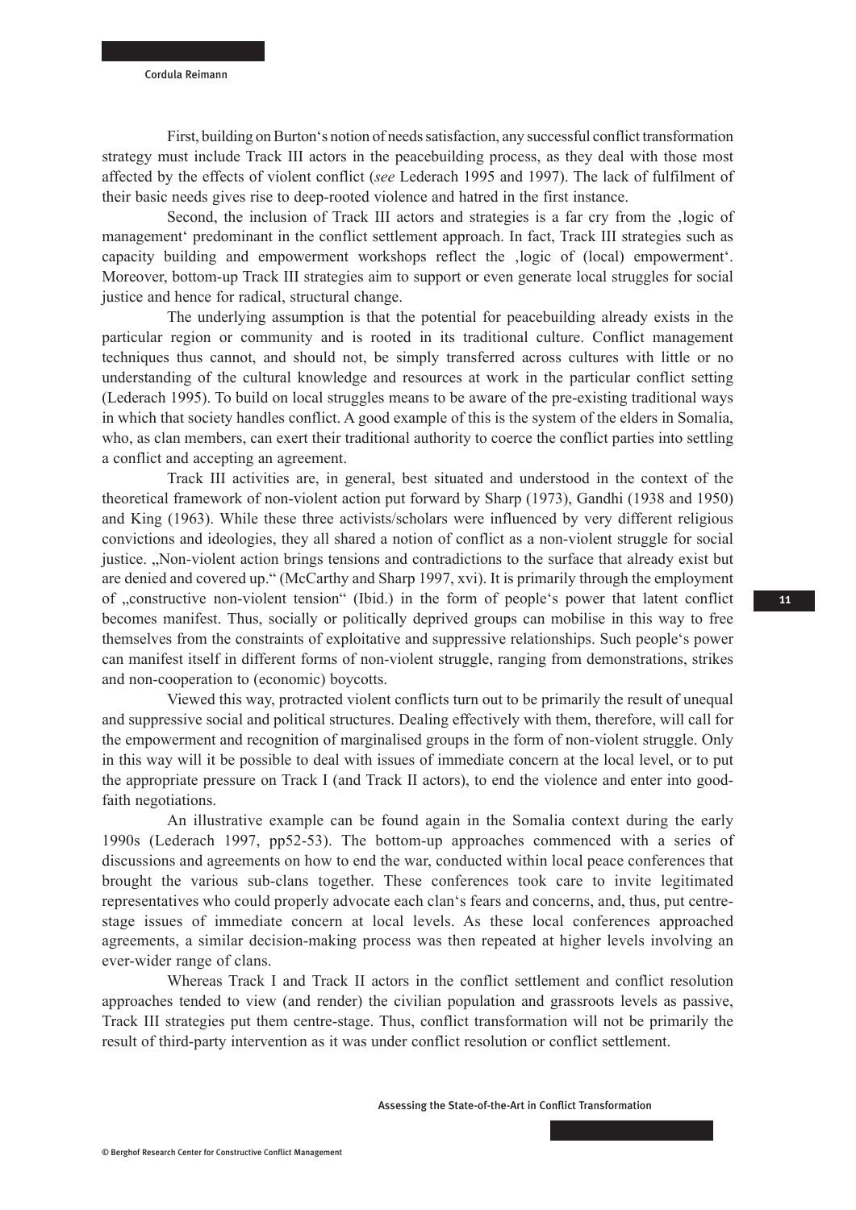First, building on Burton's notion of needs satisfaction, any successful conflict transformation strategy must include Track III actors in the peacebuilding process, as they deal with those most affected by the effects of violent conflict (*see* Lederach 1995 and 1997). The lack of fulfilment of their basic needs gives rise to deep-rooted violence and hatred in the first instance.

Second, the inclusion of Track III actors and strategies is a far cry from the ‚logic of management' predominant in the conflict settlement approach. In fact, Track III strategies such as capacity building and empowerment workshops reflect the ‚logic of (local) empowerment'. Moreover, bottom-up Track III strategies aim to support or even generate local struggles for social justice and hence for radical, structural change.

The underlying assumption is that the potential for peacebuilding already exists in the particular region or community and is rooted in its traditional culture. Conflict management techniques thus cannot, and should not, be simply transferred across cultures with little or no understanding of the cultural knowledge and resources at work in the particular conflict setting (Lederach 1995). To build on local struggles means to be aware of the pre-existing traditional ways in which that society handles conflict. A good example of this is the system of the elders in Somalia, who, as clan members, can exert their traditional authority to coerce the conflict parties into settling a conflict and accepting an agreement.

Track III activities are, in general, best situated and understood in the context of the theoretical framework of non-violent action put forward by Sharp (1973), Gandhi (1938 and 1950) and King (1963). While these three activists/scholars were influenced by very different religious convictions and ideologies, they all shared a notion of conflict as a non-violent struggle for social justice. „Non-violent action brings tensions and contradictions to the surface that already exist but are denied and covered up." (McCarthy and Sharp 1997, xvi). It is primarily through the employment of „constructive non-violent tension" (Ibid.) in the form of people's power that latent conflict becomes manifest. Thus, socially or politically deprived groups can mobilise in this way to free themselves from the constraints of exploitative and suppressive relationships. Such people's power can manifest itself in different forms of non-violent struggle, ranging from demonstrations, strikes and non-cooperation to (economic) boycotts.

Viewed this way, protracted violent conflicts turn out to be primarily the result of unequal and suppressive social and political structures. Dealing effectively with them, therefore, will call for the empowerment and recognition of marginalised groups in the form of non-violent struggle. Only in this way will it be possible to deal with issues of immediate concern at the local level, or to put the appropriate pressure on Track I (and Track II actors), to end the violence and enter into good-faith negotiations.

An illustrative example can be found again in the Somalia context during the early 1990s (Lederach 1997, pp52-53). The bottom-up approaches commenced with a series of discussions and agreements on how to end the war, conducted within local peace conferences that brought the various sub-clans together. These conferences took care to invite legitimated representatives who could properly advocate each clan's fears and concerns, and, thus, put centre-stage issues of immediate concern at local levels. As these local conferences approached agreements, a similar decision-making process was then repeated at higher levels involving an ever-wider range of clans.

Whereas Track I and Track II actors in the conflict settlement and conflict resolution approaches tended to view (and render) the civilian population and grassroots levels as passive, Track III strategies put them centre-stage. Thus, conflict transformation will not be primarily the result of third-party intervention as it was under conflict resolution or conflict settlement.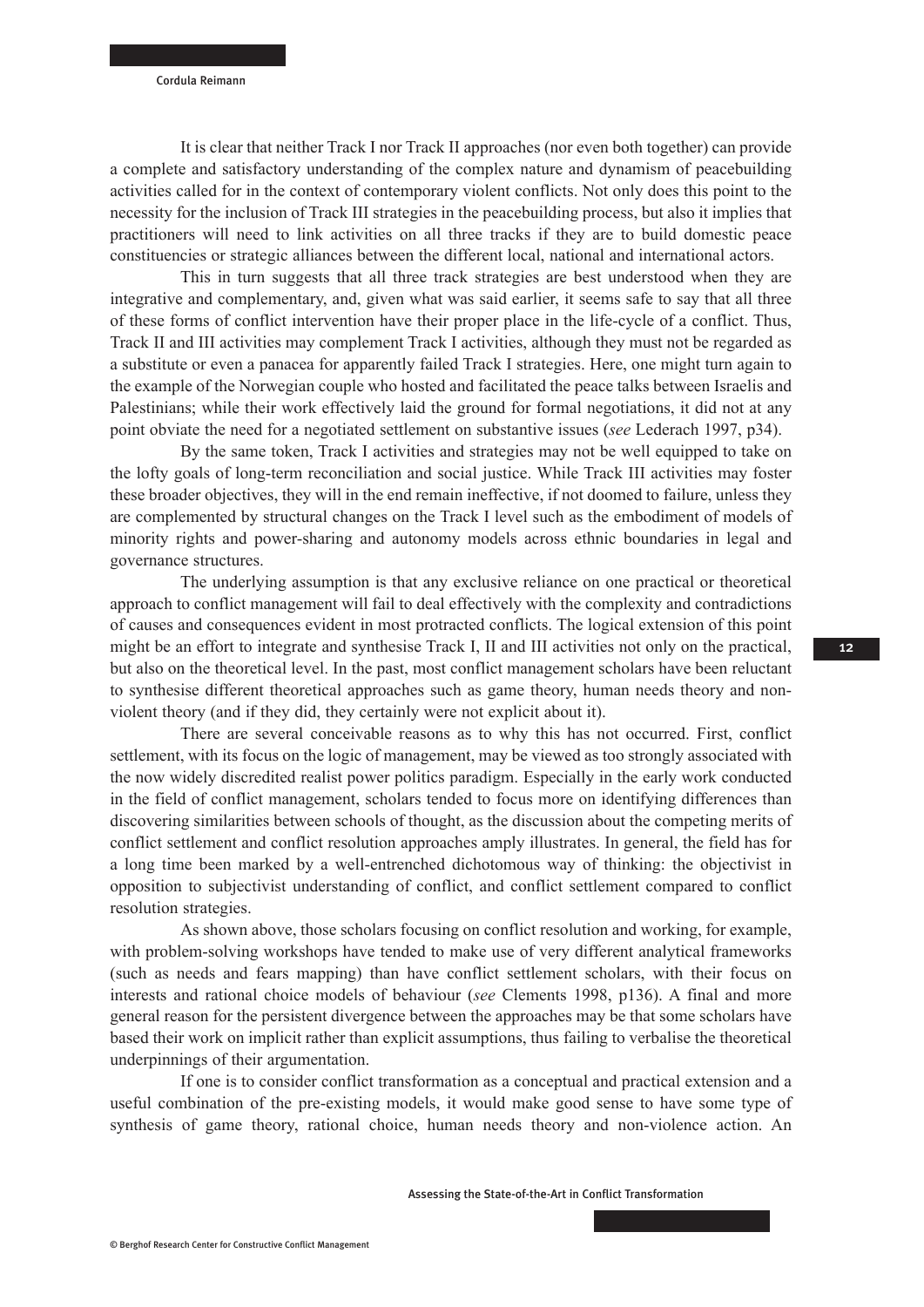It is clear that neither Track I nor Track II approaches (nor even both together) can provide a complete and satisfactory understanding of the complex nature and dynamism of peacebuilding activities called for in the context of contemporary violent conflicts. Not only does this point to the necessity for the inclusion of Track III strategies in the peacebuilding process, but also it implies that practitioners will need to link activities on all three tracks if they are to build domestic peace constituencies or strategic alliances between the different local, national and international actors.

This in turn suggests that all three track strategies are best understood when they are integrative and complementary, and, given what was said earlier, it seems safe to say that all three of these forms of conflict intervention have their proper place in the life-cycle of a conflict. Thus, Track II and III activities may complement Track I activities, although they must not be regarded as a substitute or even a panacea for apparently failed Track I strategies. Here, one might turn again to the example of the Norwegian couple who hosted and facilitated the peace talks between Israelis and Palestinians; while their work effectively laid the ground for formal negotiations, it did not at any point obviate the need for a negotiated settlement on substantive issues (*see* Lederach 1997, p34).

By the same token, Track I activities and strategies may not be well equipped to take on the lofty goals of long-term reconciliation and social justice. While Track III activities may foster these broader objectives, they will in the end remain ineffective, if not doomed to failure, unless they are complemented by structural changes on the Track I level such as the embodiment of models of minority rights and power-sharing and autonomy models across ethnic boundaries in legal and governance structures.

The underlying assumption is that any exclusive reliance on one practical or theoretical approach to conflict management will fail to deal effectively with the complexity and contradictions of causes and consequences evident in most protracted conflicts. The logical extension of this point might be an effort to integrate and synthesise Track I, II and III activities not only on the practical, but also on the theoretical level. In the past, most conflict management scholars have been reluctant to synthesise different theoretical approaches such as game theory, human needs theory and non-violent theory (and if they did, they certainly were not explicit about it).

There are several conceivable reasons as to why this has not occurred. First, conflict settlement, with its focus on the logic of management, may be viewed as too strongly associated with the now widely discredited realist power politics paradigm. Especially in the early work conducted in the field of conflict management, scholars tended to focus more on identifying differences than discovering similarities between schools of thought, as the discussion about the competing merits of conflict settlement and conflict resolution approaches amply illustrates. In general, the field has for a long time been marked by a well-entrenched dichotomous way of thinking: the objectivist in opposition to subjectivist understanding of conflict, and conflict settlement compared to conflict resolution strategies.

As shown above, those scholars focusing on conflict resolution and working, for example, with problem-solving workshops have tended to make use of very different analytical frameworks (such as needs and fears mapping) than have conflict settlement scholars, with their focus on interests and rational choice models of behaviour (*see* Clements 1998, p136). A final and more general reason for the persistent divergence between the approaches may be that some scholars have based their work on implicit rather than explicit assumptions, thus failing to verbalise the theoretical underpinnings of their argumentation.

If one is to consider conflict transformation as a conceptual and practical extension and a useful combination of the pre-existing models, it would make good sense to have some type of synthesis of game theory, rational choice, human needs theory and non-violence action. An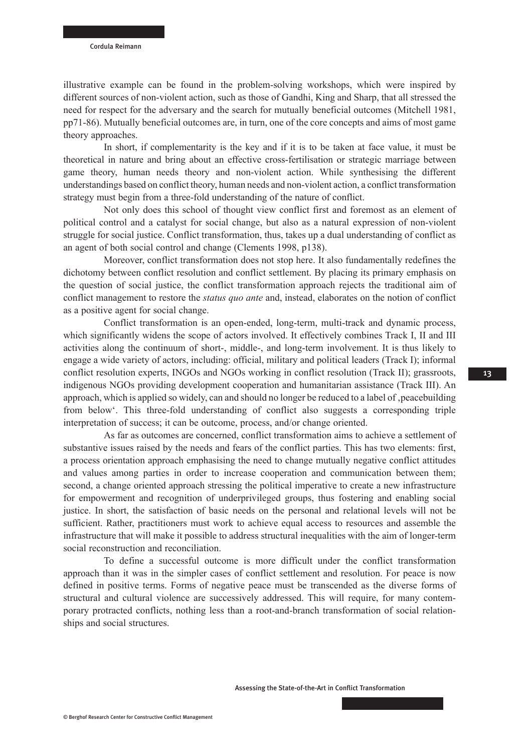illustrative example can be found in the problem-solving workshops, which were inspired by different sources of non-violent action, such as those of Gandhi, King and Sharp, that all stressed the need for respect for the adversary and the search for mutually beneficial outcomes (Mitchell 1981, pp71-86). Mutually beneficial outcomes are, in turn, one of the core concepts and aims of most game theory approaches.

In short, if complementarity is the key and if it is to be taken at face value, it must be theoretical in nature and bring about an effective cross-fertilisation or strategic marriage between game theory, human needs theory and non-violent action. While synthesising the different understandings based on conflict theory, human needs and non-violent action, a conflict transformation strategy must begin from a three-fold understanding of the nature of conflict.

Not only does this school of thought view conflict first and foremost as an element of political control and a catalyst for social change, but also as a natural expression of non-violent struggle for social justice. Conflict transformation, thus, takes up a dual understanding of conflict as an agent of both social control and change (Clements 1998, p138).

Moreover, conflict transformation does not stop here. It also fundamentally redefines the dichotomy between conflict resolution and conflict settlement. By placing its primary emphasis on the question of social justice, the conflict transformation approach rejects the traditional aim of conflict management to restore the *status quo ante* and, instead, elaborates on the notion of conflict as a positive agent for social change.

Conflict transformation is an open-ended, long-term, multi-track and dynamic process, which significantly widens the scope of actors involved. It effectively combines Track I, II and III activities along the continuum of short-, middle-, and long-term involvement. It is thus likely to engage a wide variety of actors, including: official, military and political leaders (Track I); informal conflict resolution experts, INGOs and NGOs working in conflict resolution (Track II); grassroots, indigenous NGOs providing development cooperation and humanitarian assistance (Track III). An approach, which is applied so widely, can and should no longer be reduced to a label of ‚peacebuilding from below‘. This three-fold understanding of conflict also suggests a corresponding triple interpretation of success; it can be outcome, process, and/or change oriented.

As far as outcomes are concerned, conflict transformation aims to achieve a settlement of substantive issues raised by the needs and fears of the conflict parties. This has two elements: first, a process orientation approach emphasising the need to change mutually negative conflict attitudes and values among parties in order to increase cooperation and communication between them; second, a change oriented approach stressing the political imperative to create a new infrastructure for empowerment and recognition of underprivileged groups, thus fostering and enabling social justice. In short, the satisfaction of basic needs on the personal and relational levels will not be sufficient. Rather, practitioners must work to achieve equal access to resources and assemble the infrastructure that will make it possible to address structural inequalities with the aim of longer-term social reconstruction and reconciliation.

To define a successful outcome is more difficult under the conflict transformation approach than it was in the simpler cases of conflict settlement and resolution. For peace is now defined in positive terms. Forms of negative peace must be transcended as the diverse forms of structural and cultural violence are successively addressed. This will require, for many contemporary protracted conflicts, nothing less than a root-and-branch transformation of social relationships and social structures.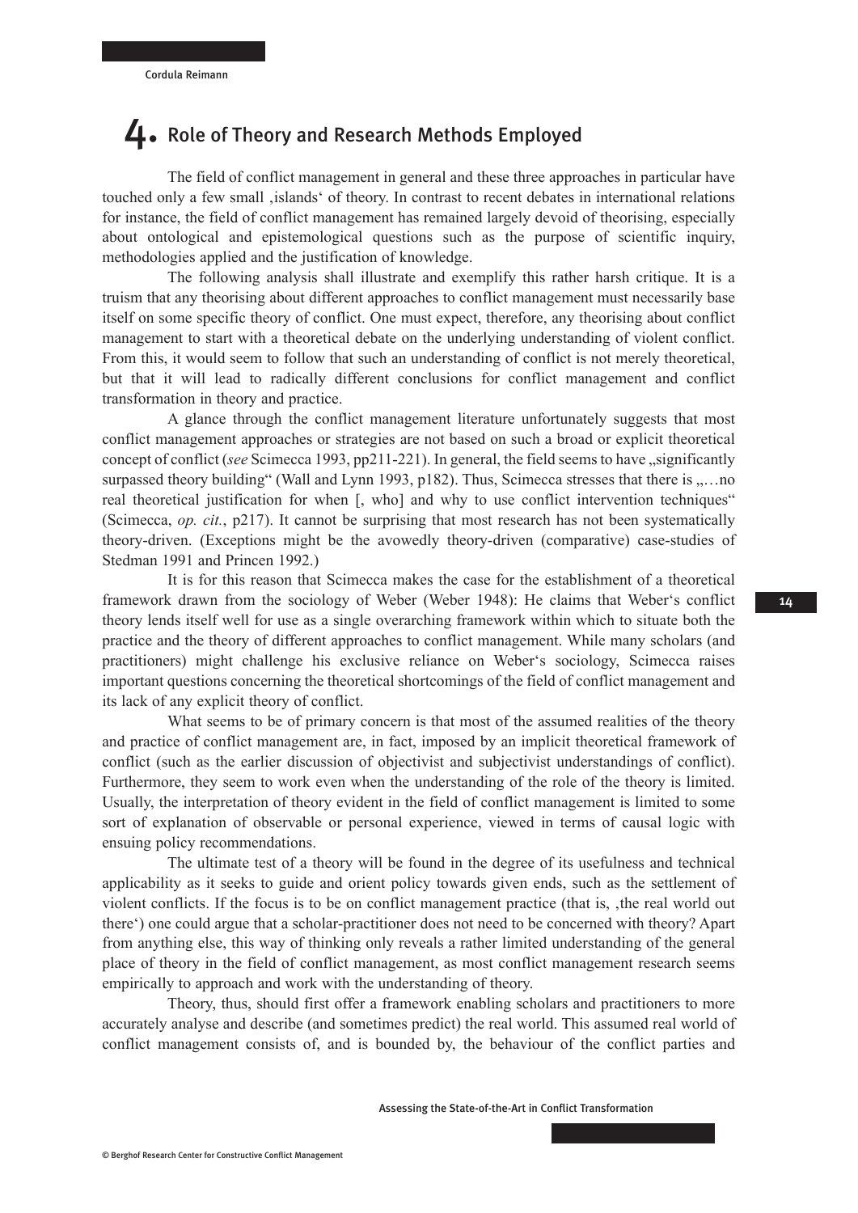# 4. Role of Theory and Research Methods Employed

The field of conflict management in general and these three approaches in particular have touched only a few small ‚islands' of theory. In contrast to recent debates in international relations for instance, the field of conflict management has remained largely devoid of theorising, especially about ontological and epistemological questions such as the purpose of scientific inquiry, methodologies applied and the justification of knowledge.

The following analysis shall illustrate and exemplify this rather harsh critique. It is a truism that any theorising about different approaches to conflict management must necessarily base itself on some specific theory of conflict. One must expect, therefore, any theorising about conflict management to start with a theoretical debate on the underlying understanding of violent conflict. From this, it would seem to follow that such an understanding of conflict is not merely theoretical, but that it will lead to radically different conclusions for conflict management and conflict transformation in theory and practice.

A glance through the conflict management literature unfortunately suggests that most conflict management approaches or strategies are not based on such a broad or explicit theoretical concept of conflict (*see* Scimecca 1993, pp211-221). In general, the field seems to have „significantly surpassed theory building" (Wall and Lynn 1993, p182). Thus, Scimecca stresses that there is „…no real theoretical justification for when [, who] and why to use conflict intervention techniques" (Scimecca, *op. cit.*, p217). It cannot be surprising that most research has not been systematically theory-driven. (Exceptions might be the avowedly theory-driven (comparative) case-studies of Stedman 1991 and Princen 1992.)

It is for this reason that Scimecca makes the case for the establishment of a theoretical framework drawn from the sociology of Weber (Weber 1948): He claims that Weber's conflict theory lends itself well for use as a single overarching framework within which to situate both the practice and the theory of different approaches to conflict management. While many scholars (and practitioners) might challenge his exclusive reliance on Weber's sociology, Scimecca raises important questions concerning the theoretical shortcomings of the field of conflict management and its lack of any explicit theory of conflict.

What seems to be of primary concern is that most of the assumed realities of the theory and practice of conflict management are, in fact, imposed by an implicit theoretical framework of conflict (such as the earlier discussion of objectivist and subjectivist understandings of conflict). Furthermore, they seem to work even when the understanding of the role of the theory is limited. Usually, the interpretation of theory evident in the field of conflict management is limited to some sort of explanation of observable or personal experience, viewed in terms of causal logic with ensuing policy recommendations.

The ultimate test of a theory will be found in the degree of its usefulness and technical applicability as it seeks to guide and orient policy towards given ends, such as the settlement of violent conflicts. If the focus is to be on conflict management practice (that is, ‚the real world out there') one could argue that a scholar-practitioner does not need to be concerned with theory? Apart from anything else, this way of thinking only reveals a rather limited understanding of the general place of theory in the field of conflict management, as most conflict management research seems empirically to approach and work with the understanding of theory.

Theory, thus, should first offer a framework enabling scholars and practitioners to more accurately analyse and describe (and sometimes predict) the real world. This assumed real world of conflict management consists of, and is bounded by, the behaviour of the conflict parties and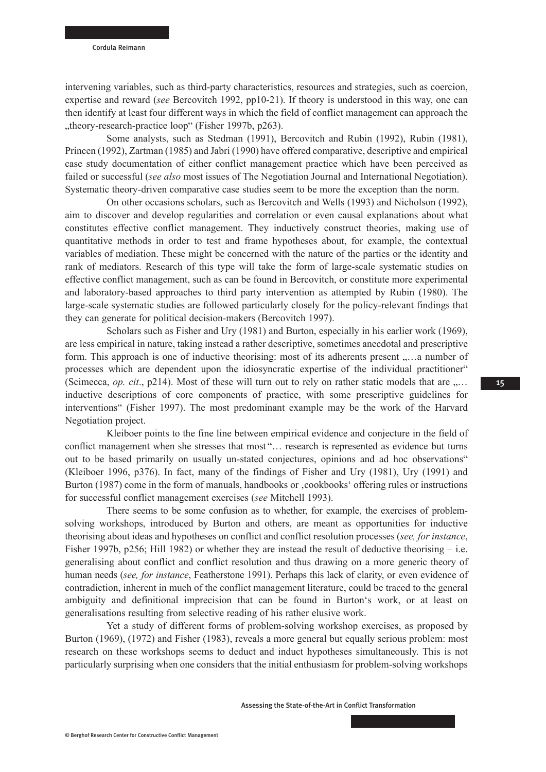intervening variables, such as third-party characteristics, resources and strategies, such as coercion, expertise and reward (*see* Bercovitch 1992, pp10-21). If theory is understood in this way, one can then identify at least four different ways in which the field of conflict management can approach the „theory-research-practice loop“ (Fisher 1997b, p263).

Some analysts, such as Stedman (1991), Bercovitch and Rubin (1992), Rubin (1981), Princen (1992), Zartman (1985) and Jabri (1990) have offered comparative, descriptive and empirical case study documentation of either conflict management practice which have been perceived as failed or successful (*see also* most issues of The Negotiation Journal and International Negotiation). Systematic theory-driven comparative case studies seem to be more the exception than the norm.

On other occasions scholars, such as Bercovitch and Wells (1993) and Nicholson (1992), aim to discover and develop regularities and correlation or even causal explanations about what constitutes effective conflict management. They inductively construct theories, making use of quantitative methods in order to test and frame hypotheses about, for example, the contextual variables of mediation. These might be concerned with the nature of the parties or the identity and rank of mediators. Research of this type will take the form of large-scale systematic studies on effective conflict management, such as can be found in Bercovitch, or constitute more experimental and laboratory-based approaches to third party intervention as attempted by Rubin (1980). The large-scale systematic studies are followed particularly closely for the policy-relevant findings that they can generate for political decision-makers (Bercovitch 1997).

Scholars such as Fisher and Ury (1981) and Burton, especially in his earlier work (1969), are less empirical in nature, taking instead a rather descriptive, sometimes anecdotal and prescriptive form. This approach is one of inductive theorising: most of its adherents present „…a number of processes which are dependent upon the idiosyncratic expertise of the individual practitioner“ (Scimecca, *op. cit*., p214). Most of these will turn out to rely on rather static models that are „… inductive descriptions of core components of practice, with some prescriptive guidelines for interventions“ (Fisher 1997). The most predominant example may be the work of the Harvard Negotiation project.

Kleiboer points to the fine line between empirical evidence and conjecture in the field of conflict management when she stresses that most "… research is represented as evidence but turns out to be based primarily on usually un-stated conjectures, opinions and ad hoc observations“ (Kleiboer 1996, p376). In fact, many of the findings of Fisher and Ury (1981), Ury (1991) and Burton (1987) come in the form of manuals, handbooks or ‚cookbooks‘ offering rules or instructions for successful conflict management exercises (*see* Mitchell 1993).

There seems to be some confusion as to whether, for example, the exercises of problem-solving workshops, introduced by Burton and others, are meant as opportunities for inductive theorising about ideas and hypotheses on conflict and conflict resolution processes (*see, for instance*, Fisher 1997b, p256; Hill 1982) or whether they are instead the result of deductive theorising – i.e. generalising about conflict and conflict resolution and thus drawing on a more generic theory of human needs (*see, for instance*, Featherstone 1991). Perhaps this lack of clarity, or even evidence of contradiction, inherent in much of the conflict management literature, could be traced to the general ambiguity and definitional imprecision that can be found in Burton‘s work, or at least on generalisations resulting from selective reading of his rather elusive work.

Yet a study of different forms of problem-solving workshop exercises, as proposed by Burton (1969), (1972) and Fisher (1983), reveals a more general but equally serious problem: most research on these workshops seems to deduct and induct hypotheses simultaneously. This is not particularly surprising when one considers that the initial enthusiasm for problem-solving workshops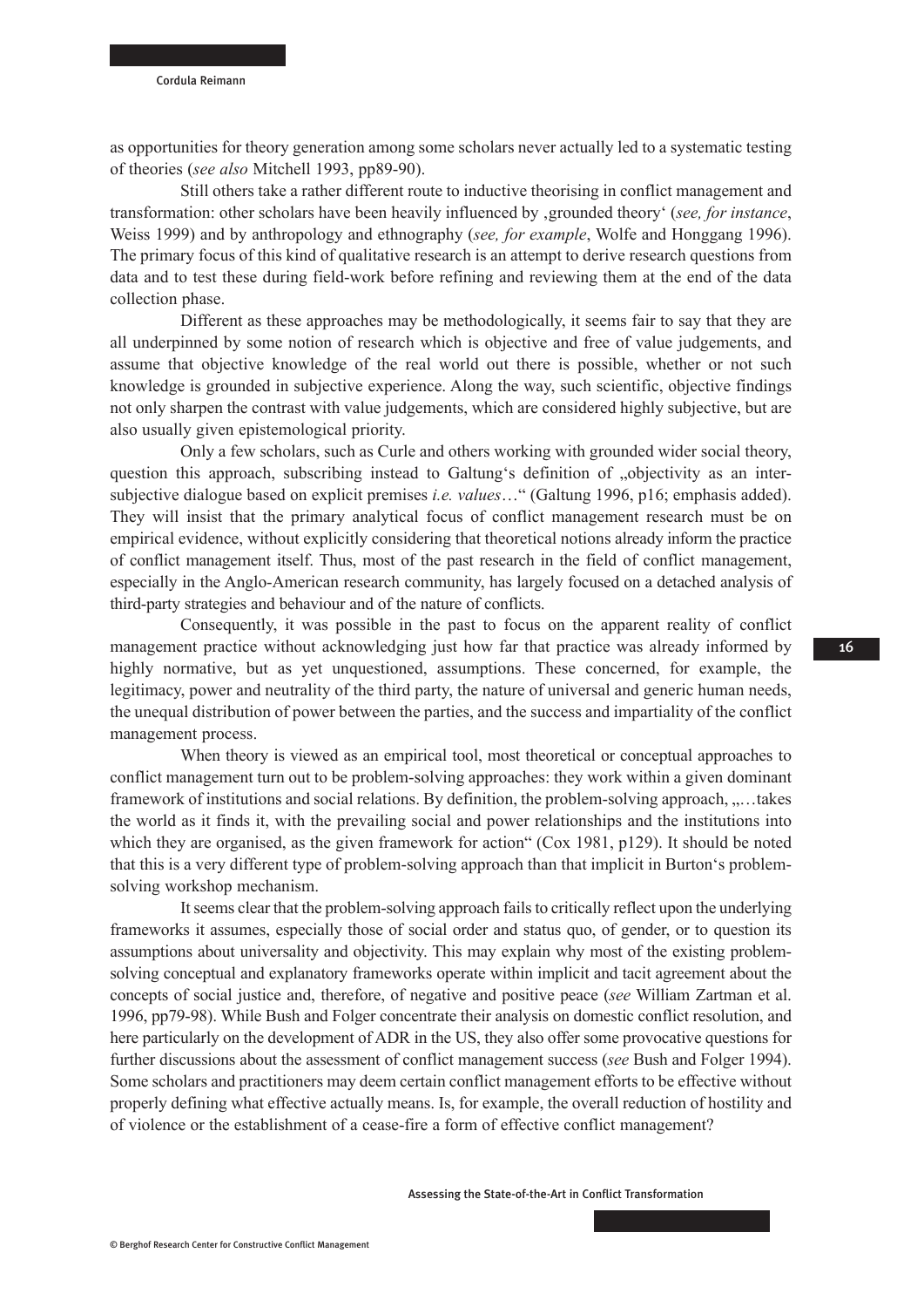as opportunities for theory generation among some scholars never actually led to a systematic testing of theories (*see also* Mitchell 1993, pp89-90).

Still others take a rather different route to inductive theorising in conflict management and transformation: other scholars have been heavily influenced by ‚grounded theory' (*see, for instance*, Weiss 1999) and by anthropology and ethnography (*see, for example*, Wolfe and Honggang 1996). The primary focus of this kind of qualitative research is an attempt to derive research questions from data and to test these during field-work before refining and reviewing them at the end of the data collection phase.

Different as these approaches may be methodologically, it seems fair to say that they are all underpinned by some notion of research which is objective and free of value judgements, and assume that objective knowledge of the real world out there is possible, whether or not such knowledge is grounded in subjective experience. Along the way, such scientific, objective findings not only sharpen the contrast with value judgements, which are considered highly subjective, but are also usually given epistemological priority.

Only a few scholars, such as Curle and others working with grounded wider social theory, question this approach, subscribing instead to Galtung's definition of „objectivity as an inter-subjective dialogue based on explicit premises *i.e. values*…" (Galtung 1996, p16; emphasis added). They will insist that the primary analytical focus of conflict management research must be on empirical evidence, without explicitly considering that theoretical notions already inform the practice of conflict management itself. Thus, most of the past research in the field of conflict management, especially in the Anglo-American research community, has largely focused on a detached analysis of third-party strategies and behaviour and of the nature of conflicts.

Consequently, it was possible in the past to focus on the apparent reality of conflict management practice without acknowledging just how far that practice was already informed by highly normative, but as yet unquestioned, assumptions. These concerned, for example, the legitimacy, power and neutrality of the third party, the nature of universal and generic human needs, the unequal distribution of power between the parties, and the success and impartiality of the conflict management process.

When theory is viewed as an empirical tool, most theoretical or conceptual approaches to conflict management turn out to be problem-solving approaches: they work within a given dominant framework of institutions and social relations. By definition, the problem-solving approach, „…takes the world as it finds it, with the prevailing social and power relationships and the institutions into which they are organised, as the given framework for action" (Cox 1981, p129). It should be noted that this is a very different type of problem-solving approach than that implicit in Burton's problem-solving workshop mechanism.

It seems clear that the problem-solving approach fails to critically reflect upon the underlying frameworks it assumes, especially those of social order and status quo, of gender, or to question its assumptions about universality and objectivity. This may explain why most of the existing problem-solving conceptual and explanatory frameworks operate within implicit and tacit agreement about the concepts of social justice and, therefore, of negative and positive peace (*see* William Zartman et al. 1996, pp79-98). While Bush and Folger concentrate their analysis on domestic conflict resolution, and here particularly on the development of ADR in the US, they also offer some provocative questions for further discussions about the assessment of conflict management success (*see* Bush and Folger 1994). Some scholars and practitioners may deem certain conflict management efforts to be effective without properly defining what effective actually means. Is, for example, the overall reduction of hostility and of violence or the establishment of a cease-fire a form of effective conflict management?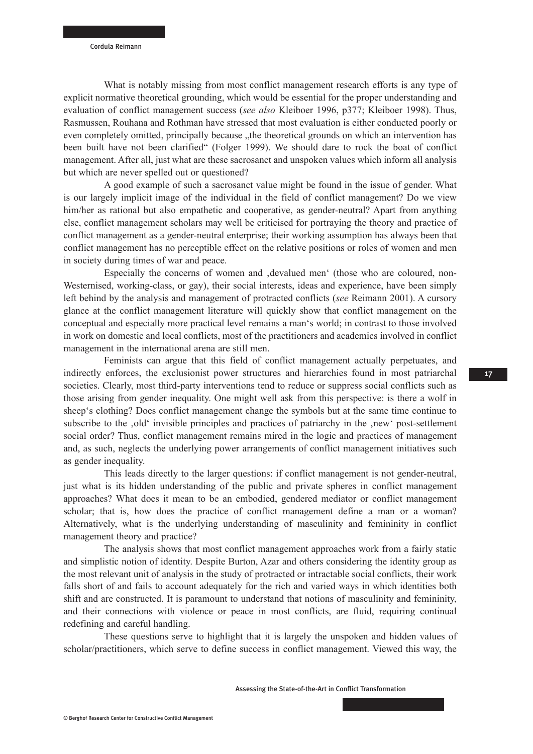What is notably missing from most conflict management research efforts is any type of explicit normative theoretical grounding, which would be essential for the proper understanding and evaluation of conflict management success (*see also* Kleiboer 1996, p377; Kleiboer 1998). Thus, Rasmussen, Rouhana and Rothman have stressed that most evaluation is either conducted poorly or even completely omitted, principally because „the theoretical grounds on which an intervention has been built have not been clarified“ (Folger 1999). We should dare to rock the boat of conflict management. After all, just what are these sacrosanct and unspoken values which inform all analysis but which are never spelled out or questioned?

A good example of such a sacrosanct value might be found in the issue of gender. What is our largely implicit image of the individual in the field of conflict management? Do we view him/her as rational but also empathetic and cooperative, as gender-neutral? Apart from anything else, conflict management scholars may well be criticised for portraying the theory and practice of conflict management as a gender-neutral enterprise; their working assumption has always been that conflict management has no perceptible effect on the relative positions or roles of women and men in society during times of war and peace.

Especially the concerns of women and ‚devalued men‘ (those who are coloured, non-Westernised, working-class, or gay), their social interests, ideas and experience, have been simply left behind by the analysis and management of protracted conflicts (*see* Reimann 2001). A cursory glance at the conflict management literature will quickly show that conflict management on the conceptual and especially more practical level remains a man‘s world; in contrast to those involved in work on domestic and local conflicts, most of the practitioners and academics involved in conflict management in the international arena are still men.

Feminists can argue that this field of conflict management actually perpetuates, and indirectly enforces, the exclusionist power structures and hierarchies found in most patriarchal societies. Clearly, most third-party interventions tend to reduce or suppress social conflicts such as those arising from gender inequality. One might well ask from this perspective: is there a wolf in sheep‘s clothing? Does conflict management change the symbols but at the same time continue to subscribe to the ‚old‘ invisible principles and practices of patriarchy in the ‚new‘ post-settlement social order? Thus, conflict management remains mired in the logic and practices of management and, as such, neglects the underlying power arrangements of conflict management initiatives such as gender inequality.

This leads directly to the larger questions: if conflict management is not gender-neutral, just what is its hidden understanding of the public and private spheres in conflict management approaches? What does it mean to be an embodied, gendered mediator or conflict management scholar; that is, how does the practice of conflict management define a man or a woman? Alternatively, what is the underlying understanding of masculinity and femininity in conflict management theory and practice?

The analysis shows that most conflict management approaches work from a fairly static and simplistic notion of identity. Despite Burton, Azar and others considering the identity group as the most relevant unit of analysis in the study of protracted or intractable social conflicts, their work falls short of and fails to account adequately for the rich and varied ways in which identities both shift and are constructed. It is paramount to understand that notions of masculinity and femininity, and their connections with violence or peace in most conflicts, are fluid, requiring continual redefining and careful handling.

These questions serve to highlight that it is largely the unspoken and hidden values of scholar/practitioners, which serve to define success in conflict management. Viewed this way, the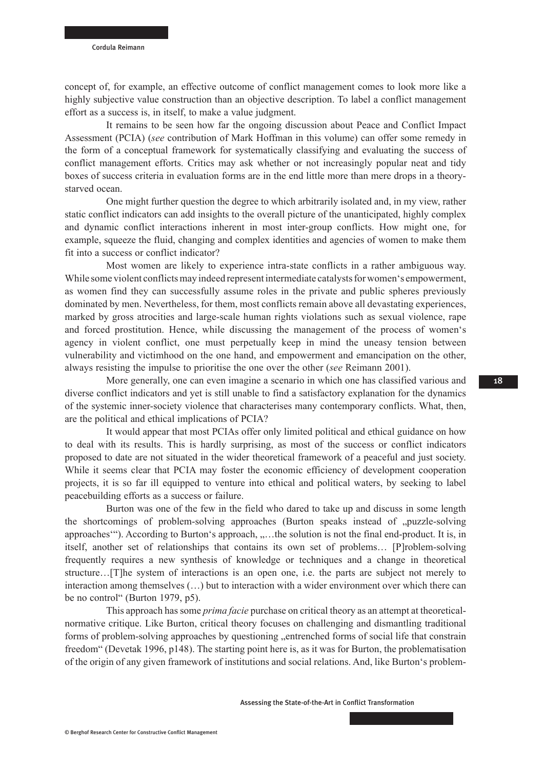concept of, for example, an effective outcome of conflict management comes to look more like a highly subjective value construction than an objective description. To label a conflict management effort as a success is, in itself, to make a value judgment.

It remains to be seen how far the ongoing discussion about Peace and Conflict Impact Assessment (PCIA) (*see* contribution of Mark Hoffman in this volume) can offer some remedy in the form of a conceptual framework for systematically classifying and evaluating the success of conflict management efforts. Critics may ask whether or not increasingly popular neat and tidy boxes of success criteria in evaluation forms are in the end little more than mere drops in a theory-starved ocean.

One might further question the degree to which arbitrarily isolated and, in my view, rather static conflict indicators can add insights to the overall picture of the unanticipated, highly complex and dynamic conflict interactions inherent in most inter-group conflicts. How might one, for example, squeeze the fluid, changing and complex identities and agencies of women to make them fit into a success or conflict indicator?

Most women are likely to experience intra-state conflicts in a rather ambiguous way. While some violent conflicts may indeed represent intermediate catalysts for women's empowerment, as women find they can successfully assume roles in the private and public spheres previously dominated by men. Nevertheless, for them, most conflicts remain above all devastating experiences, marked by gross atrocities and large-scale human rights violations such as sexual violence, rape and forced prostitution. Hence, while discussing the management of the process of women's agency in violent conflict, one must perpetually keep in mind the uneasy tension between vulnerability and victimhood on the one hand, and empowerment and emancipation on the other, always resisting the impulse to prioritise the one over the other (*see* Reimann 2001).

More generally, one can even imagine a scenario in which one has classified various and diverse conflict indicators and yet is still unable to find a satisfactory explanation for the dynamics of the systemic inner-society violence that characterises many contemporary conflicts. What, then, are the political and ethical implications of PCIA?

It would appear that most PCIAs offer only limited political and ethical guidance on how to deal with its results. This is hardly surprising, as most of the success or conflict indicators proposed to date are not situated in the wider theoretical framework of a peaceful and just society. While it seems clear that PCIA may foster the economic efficiency of development cooperation projects, it is so far ill equipped to venture into ethical and political waters, by seeking to label peacebuilding efforts as a success or failure.

Burton was one of the few in the field who dared to take up and discuss in some length the shortcomings of problem-solving approaches (Burton speaks instead of „puzzle-solving approaches'"). According to Burton's approach, „…the solution is not the final end-product. It is, in itself, another set of relationships that contains its own set of problems… [P]roblem-solving frequently requires a new synthesis of knowledge or techniques and a change in theoretical structure…[T]he system of interactions is an open one, i.e. the parts are subject not merely to interaction among themselves (…) but to interaction with a wider environment over which there can be no control" (Burton 1979, p5).

This approach has some *prima facie* purchase on critical theory as an attempt at theoretical-normative critique. Like Burton, critical theory focuses on challenging and dismantling traditional forms of problem-solving approaches by questioning „entrenched forms of social life that constrain freedom" (Devetak 1996, p148). The starting point here is, as it was for Burton, the problematisation of the origin of any given framework of institutions and social relations. And, like Burton's problem-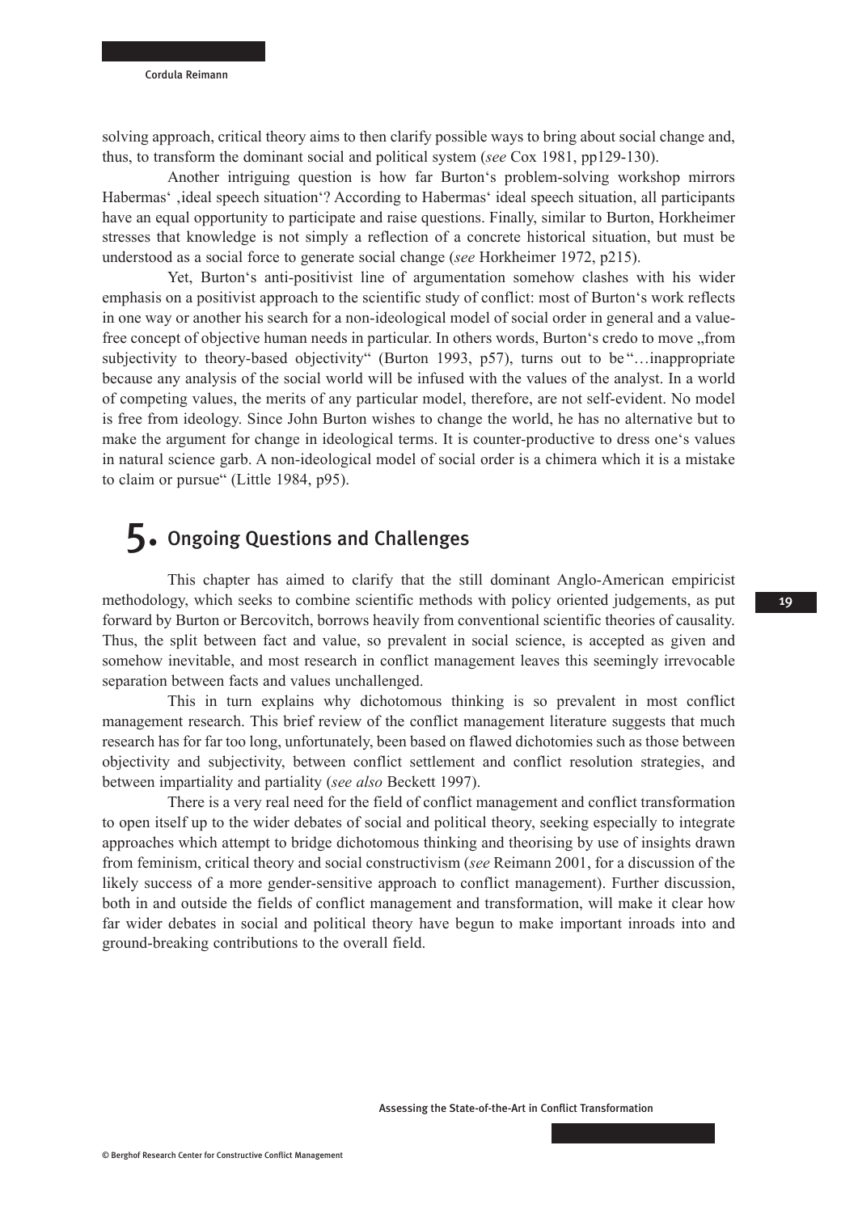solving approach, critical theory aims to then clarify possible ways to bring about social change and, thus, to transform the dominant social and political system (*see* Cox 1981, pp129-130).

Another intriguing question is how far Burton's problem-solving workshop mirrors Habermas' ‚ideal speech situation'? According to Habermas' ideal speech situation, all participants have an equal opportunity to participate and raise questions. Finally, similar to Burton, Horkheimer stresses that knowledge is not simply a reflection of a concrete historical situation, but must be understood as a social force to generate social change (*see* Horkheimer 1972, p215).

Yet, Burton's anti-positivist line of argumentation somehow clashes with his wider emphasis on a positivist approach to the scientific study of conflict: most of Burton's work reflects in one way or another his search for a non-ideological model of social order in general and a value-free concept of objective human needs in particular. In others words, Burton's credo to move „from subjectivity to theory-based objectivity" (Burton 1993, p57), turns out to be "…inappropriate because any analysis of the social world will be infused with the values of the analyst. In a world of competing values, the merits of any particular model, therefore, are not self-evident. No model is free from ideology. Since John Burton wishes to change the world, he has no alternative but to make the argument for change in ideological terms. It is counter-productive to dress one's values in natural science garb. A non-ideological model of social order is a chimera which it is a mistake to claim or pursue" (Little 1984, p95).

## 5. Ongoing Questions and Challenges

This chapter has aimed to clarify that the still dominant Anglo-American empiricist methodology, which seeks to combine scientific methods with policy oriented judgements, as put forward by Burton or Bercovitch, borrows heavily from conventional scientific theories of causality. Thus, the split between fact and value, so prevalent in social science, is accepted as given and somehow inevitable, and most research in conflict management leaves this seemingly irrevocable separation between facts and values unchallenged.

This in turn explains why dichotomous thinking is so prevalent in most conflict management research. This brief review of the conflict management literature suggests that much research has for far too long, unfortunately, been based on flawed dichotomies such as those between objectivity and subjectivity, between conflict settlement and conflict resolution strategies, and between impartiality and partiality (*see also* Beckett 1997).

There is a very real need for the field of conflict management and conflict transformation to open itself up to the wider debates of social and political theory, seeking especially to integrate approaches which attempt to bridge dichotomous thinking and theorising by use of insights drawn from feminism, critical theory and social constructivism (*see* Reimann 2001, for a discussion of the likely success of a more gender-sensitive approach to conflict management). Further discussion, both in and outside the fields of conflict management and transformation, will make it clear how far wider debates in social and political theory have begun to make important inroads into and ground-breaking contributions to the overall field.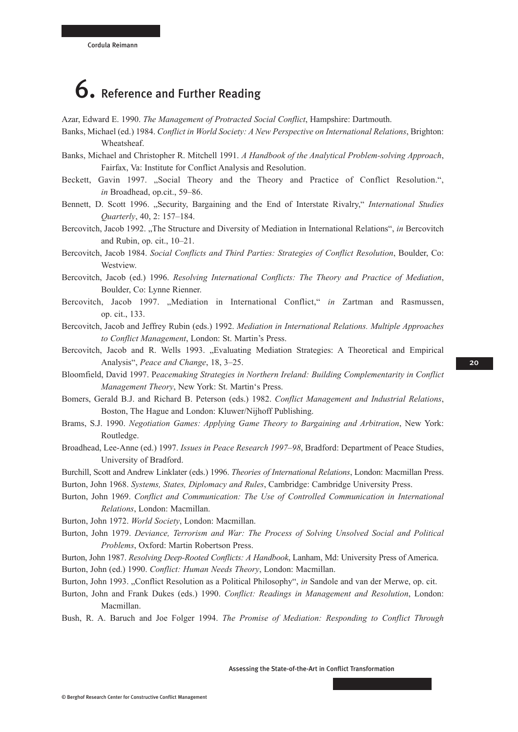# 6. Reference and Further Reading

Azar, Edward E. 1990. *The Management of Protracted Social Conflict*, Hampshire: Dartmouth.

Banks, Michael (ed.) 1984. *Conflict in World Society: A New Perspective on International Relations*, Brighton: Wheatsheaf.

Banks, Michael and Christopher R. Mitchell 1991. *A Handbook of the Analytical Problem-solving Approach*, Fairfax, Va: Institute for Conflict Analysis and Resolution.

Beckett, Gavin 1997. „Social Theory and the Theory and Practice of Conflict Resolution.", *in* Broadhead, op.cit., 59–86.

Bennett, D. Scott 1996. „Security, Bargaining and the End of Interstate Rivalry," *International Studies Quarterly*, 40, 2: 157–184.

Bercovitch, Jacob 1992. „The Structure and Diversity of Mediation in International Relations", *in* Bercovitch and Rubin, op. cit., 10–21.

Bercovitch, Jacob 1984. *Social Conflicts and Third Parties: Strategies of Conflict Resolution*, Boulder, Co: Westview.

Bercovitch, Jacob (ed.) 1996. *Resolving International Conflicts: The Theory and Practice of Mediation*, Boulder, Co: Lynne Rienner.

Bercovitch, Jacob 1997. „Mediation in International Conflict," *in* Zartman and Rasmussen, op. cit., 133.

Bercovitch, Jacob and Jeffrey Rubin (eds.) 1992. *Mediation in International Relations. Multiple Approaches to Conflict Management*, London: St. Martin's Press.

Bercovitch, Jacob and R. Wells 1993. „Evaluating Mediation Strategies: A Theoretical and Empirical Analysis", *Peace and Change*, 18, 3–25.

Bloomfield, David 1997. P*eacemaking Strategies in Northern Ireland: Building Complementarity in Conflict Management Theory*, New York: St. Martin's Press.

Bomers, Gerald B.J. and Richard B. Peterson (eds.) 1982. *Conflict Management and Industrial Relations*, Boston, The Hague and London: Kluwer/Nijhoff Publishing.

Brams, S.J. 1990. *Negotiation Games: Applying Game Theory to Bargaining and Arbitration*, New York: Routledge.

Broadhead, Lee-Anne (ed.) 1997. *Issues in Peace Research 1997–98*, Bradford: Department of Peace Studies, University of Bradford.

Burchill, Scott and Andrew Linklater (eds.) 1996. *Theories of International Relations*, London: Macmillan Press.

Burton, John 1968. *Systems, States, Diplomacy and Rules*, Cambridge: Cambridge University Press.

Burton, John 1969. *Conflict and Communication: The Use of Controlled Communication in International Relations*, London: Macmillan.

Burton, John 1972. *World Society*, London: Macmillan.

Burton, John 1979. *Deviance, Terrorism and War: The Process of Solving Unsolved Social and Political Problems*, Oxford: Martin Robertson Press.

Burton, John 1987. *Resolving Deep-Rooted Conflicts: A Handbook*, Lanham, Md: University Press of America.

Burton, John (ed.) 1990. *Conflict: Human Needs Theory*, London: Macmillan.

Burton, John 1993. „Conflict Resolution as a Political Philosophy", *in* Sandole and van der Merwe, op. cit.

Burton, John and Frank Dukes (eds.) 1990. *Conflict: Readings in Management and Resolution*, London: Macmillan.

Bush, R. A. Baruch and Joe Folger 1994. *The Promise of Mediation: Responding to Conflict Through*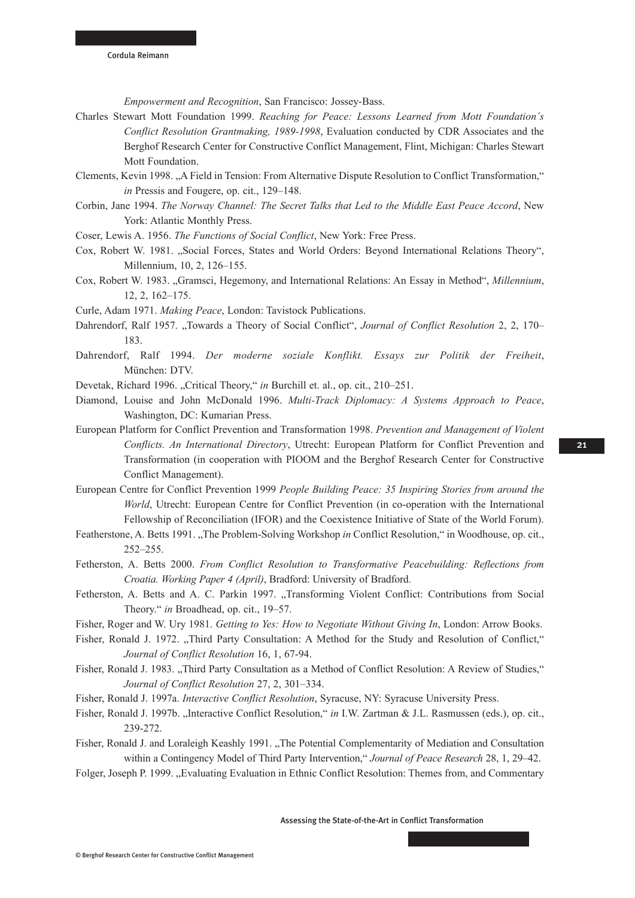*Empowerment and Recognition*, San Francisco: Jossey-Bass.

Charles Stewart Mott Foundation 1999. *Reaching for Peace: Lessons Learned from Mott Foundation´s Conflict Resolution Grantmaking, 1989-1998*, Evaluation conducted by CDR Associates and the Berghof Research Center for Constructive Conflict Management, Flint, Michigan: Charles Stewart Mott Foundation.

Clements, Kevin 1998. „A Field in Tension: From Alternative Dispute Resolution to Conflict Transformation," *in* Pressis and Fougere, op. cit., 129–148.

Corbin, Jane 1994. *The Norway Channel: The Secret Talks that Led to the Middle East Peace Accord*, New York: Atlantic Monthly Press.

Coser, Lewis A. 1956. *The Functions of Social Conflict*, New York: Free Press.

Cox, Robert W. 1981. „Social Forces, States and World Orders: Beyond International Relations Theory", Millennium, 10, 2, 126–155.

Cox, Robert W. 1983. „Gramsci, Hegemony, and International Relations: An Essay in Method", *Millennium*, 12, 2, 162–175.

Curle, Adam 1971. *Making Peace*, London: Tavistock Publications.

Dahrendorf, Ralf 1957. „Towards a Theory of Social Conflict", *Journal of Conflict Resolution* 2, 2, 170–183.

Dahrendorf, Ralf 1994. *Der moderne soziale Konflikt. Essays zur Politik der Freiheit*, München: DTV.

Devetak, Richard 1996. „Critical Theory," *in* Burchill et. al., op. cit., 210–251.

Diamond, Louise and John McDonald 1996. *Multi-Track Diplomacy: A Systems Approach to Peace*, Washington, DC: Kumarian Press.

European Platform for Conflict Prevention and Transformation 1998. *Prevention and Management of Violent Conflicts. An International Directory*, Utrecht: European Platform for Conflict Prevention and Transformation (in cooperation with PIOOM and the Berghof Research Center for Constructive Conflict Management).

European Centre for Conflict Prevention 1999 *People Building Peace: 35 Inspiring Stories from around the World*, Utrecht: European Centre for Conflict Prevention (in co-operation with the International Fellowship of Reconciliation (IFOR) and the Coexistence Initiative of State of the World Forum).

Featherstone, A. Betts 1991. „The Problem-Solving Workshop *in* Conflict Resolution," in Woodhouse, op. cit., 252–255.

Fetherston, A. Betts 2000. *From Conflict Resolution to Transformative Peacebuilding: Reflections from Croatia. Working Paper 4 (April)*, Bradford: University of Bradford.

Fetherston, A. Betts and A. C. Parkin 1997. „Transforming Violent Conflict: Contributions from Social Theory." *in* Broadhead, op. cit., 19–57.

Fisher, Roger and W. Ury 1981. *Getting to Yes: How to Negotiate Without Giving In*, London: Arrow Books.

Fisher, Ronald J. 1972. „Third Party Consultation: A Method for the Study and Resolution of Conflict," *Journal of Conflict Resolution* 16, 1, 67-94.

Fisher, Ronald J. 1983. „Third Party Consultation as a Method of Conflict Resolution: A Review of Studies," *Journal of Conflict Resolution* 27, 2, 301–334.

Fisher, Ronald J. 1997a. *Interactive Conflict Resolution*, Syracuse, NY: Syracuse University Press.

Fisher, Ronald J. 1997b. „Interactive Conflict Resolution," *in* I.W. Zartman & J.L. Rasmussen (eds.), op. cit., 239-272.

Fisher, Ronald J. and Loraleigh Keashly 1991. „The Potential Complementarity of Mediation and Consultation within a Contingency Model of Third Party Intervention," *Journal of Peace Research* 28, 1, 29–42.

Folger, Joseph P. 1999. „Evaluating Evaluation in Ethnic Conflict Resolution: Themes from, and Commentary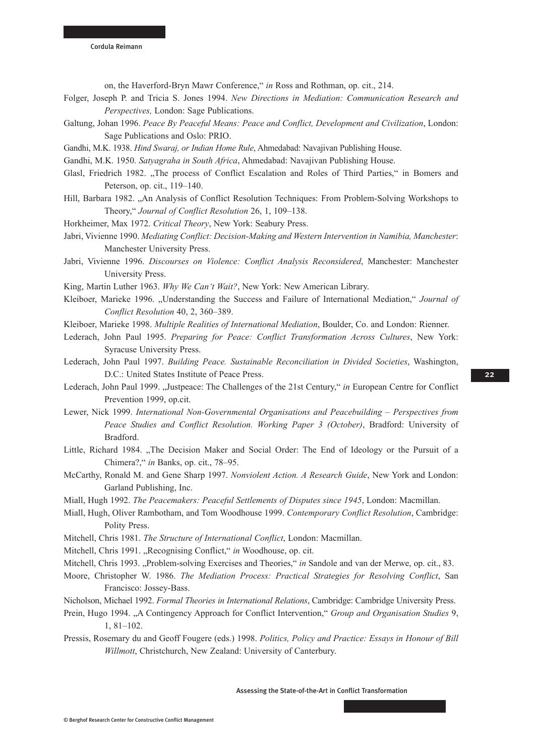on, the Haverford-Bryn Mawr Conference," *in* Ross and Rothman, op. cit., 214.

Folger, Joseph P. and Tricia S. Jones 1994. *New Directions in Mediation: Communication Research and Perspectives,* London: Sage Publications.

Galtung, Johan 1996. *Peace By Peaceful Means: Peace and Conflict, Development and Civilization*, London: Sage Publications and Oslo: PRIO.

Gandhi, M.K. 1938. *Hind Swaraj, or Indian Home Rule*, Ahmedabad: Navajivan Publishing House.

Gandhi, M.K. 1950. *Satyagraha in South Africa*, Ahmedabad: Navajivan Publishing House.

Glasl, Friedrich 1982. „The process of Conflict Escalation and Roles of Third Parties," in Bomers and Peterson, op. cit., 119–140.

Hill, Barbara 1982. „An Analysis of Conflict Resolution Techniques: From Problem-Solving Workshops to Theory," *Journal of Conflict Resolution* 26, 1, 109–138.

Horkheimer, Max 1972. *Critical Theory*, New York: Seabury Press.

Jabri, Vivienne 1990. *Mediating Conflict: Decision-Making and Western Intervention in Namibia, Manchester*: Manchester University Press.

Jabri, Vivienne 1996. *Discourses on Violence: Conflict Analysis Reconsidered*, Manchester: Manchester University Press.

King, Martin Luther 1963. *Why We Can't Wait?*, New York: New American Library.

Kleiboer, Marieke 1996. „Understanding the Success and Failure of International Mediation," *Journal of Conflict Resolution* 40, 2, 360–389.

Kleiboer, Marieke 1998. *Multiple Realities of International Mediation*, Boulder, Co. and London: Rienner.

Lederach, John Paul 1995. *Preparing for Peace: Conflict Transformation Across Cultures*, New York: Syracuse University Press.

Lederach, John Paul 1997. *Building Peace. Sustainable Reconciliation in Divided Societies*, Washington, D.C.: United States Institute of Peace Press.

Lederach, John Paul 1999. „Justpeace: The Challenges of the 21st Century," *in* European Centre for Conflict Prevention 1999, op.cit.

Lewer, Nick 1999. *International Non-Governmental Organisations and Peacebuilding – Perspectives from Peace Studies and Conflict Resolution. Working Paper 3 (October)*, Bradford: University of Bradford.

Little, Richard 1984. „The Decision Maker and Social Order: The End of Ideology or the Pursuit of a Chimera?," *in* Banks, op. cit., 78–95.

McCarthy, Ronald M. and Gene Sharp 1997. *Nonviolent Action. A Research Guide*, New York and London: Garland Publishing, Inc.

Miall, Hugh 1992. *The Peacemakers: Peaceful Settlements of Disputes since 1945*, London: Macmillan.

Miall, Hugh, Oliver Rambotham, and Tom Woodhouse 1999. *Contemporary Conflict Resolution*, Cambridge: Polity Press.

Mitchell, Chris 1981. *The Structure of International Conflict*, London: Macmillan.

Mitchell, Chris 1991. „Recognising Conflict," *in* Woodhouse, op. cit.

Mitchell, Chris 1993. „Problem-solving Exercises and Theories," *in* Sandole and van der Merwe, op. cit., 83.

Moore, Christopher W. 1986. *The Mediation Process: Practical Strategies for Resolving Conflict*, San Francisco: Jossey-Bass.

Nicholson, Michael 1992. *Formal Theories in International Relations*, Cambridge: Cambridge University Press.

Prein, Hugo 1994. „A Contingency Approach for Conflict Intervention," *Group and Organisation Studies* 9, 1, 81–102.

Pressis, Rosemary du and Geoff Fougere (eds.) 1998. *Politics, Policy and Practice: Essays in Honour of Bill Willmott*, Christchurch, New Zealand: University of Canterbury.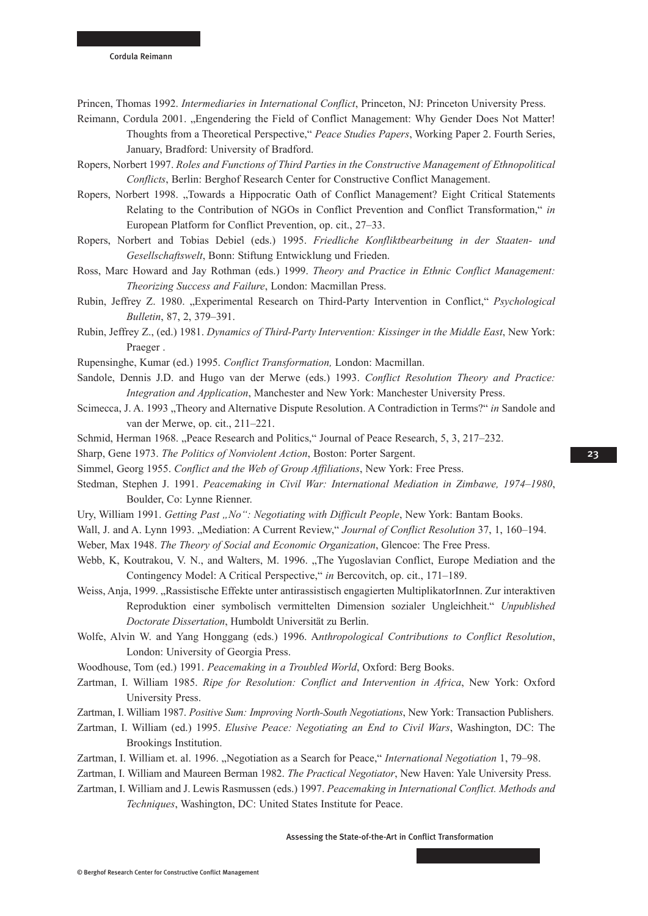Princen, Thomas 1992. *Intermediaries in International Conflict*, Princeton, NJ: Princeton University Press.

Reimann, Cordula 2001. „Engendering the Field of Conflict Management: Why Gender Does Not Matter! Thoughts from a Theoretical Perspective," *Peace Studies Papers*, Working Paper 2. Fourth Series, January, Bradford: University of Bradford.

Ropers, Norbert 1997. *Roles and Functions of Third Parties in the Constructive Management of Ethnopolitical Conflicts*, Berlin: Berghof Research Center for Constructive Conflict Management.

Ropers, Norbert 1998. „Towards a Hippocratic Oath of Conflict Management? Eight Critical Statements Relating to the Contribution of NGOs in Conflict Prevention and Conflict Transformation," *in* European Platform for Conflict Prevention, op. cit., 27–33.

Ropers, Norbert and Tobias Debiel (eds.) 1995. *Friedliche Konfliktbearbeitung in der Staaten- und Gesellschaftswelt*, Bonn: Stiftung Entwicklung und Frieden.

Ross, Marc Howard and Jay Rothman (eds.) 1999. *Theory and Practice in Ethnic Conflict Management: Theorizing Success and Failure*, London: Macmillan Press.

Rubin, Jeffrey Z. 1980. „Experimental Research on Third-Party Intervention in Conflict," *Psychological Bulletin*, 87, 2, 379–391.

Rubin, Jeffrey Z., (ed.) 1981. *Dynamics of Third-Party Intervention: Kissinger in the Middle East*, New York: Praeger .

Rupensinghe, Kumar (ed.) 1995. *Conflict Transformation,* London: Macmillan.

Sandole, Dennis J.D. and Hugo van der Merwe (eds.) 1993. *Conflict Resolution Theory and Practice: Integration and Application*, Manchester and New York: Manchester University Press.

Scimecca, J. A. 1993 „Theory and Alternative Dispute Resolution. A Contradiction in Terms?" *in* Sandole and van der Merwe, op. cit., 211–221.

Schmid, Herman 1968. „Peace Research and Politics," Journal of Peace Research, 5, 3, 217–232.

Sharp, Gene 1973. *The Politics of Nonviolent Action*, Boston: Porter Sargent.

Simmel, Georg 1955. *Conflict and the Web of Group Affiliations*, New York: Free Press.

Stedman, Stephen J. 1991. *Peacemaking in Civil War: International Mediation in Zimbawe, 1974–1980*, Boulder, Co: Lynne Rienner.

Ury, William 1991. *Getting Past „No": Negotiating with Difficult People*, New York: Bantam Books.

Wall, J. and A. Lynn 1993. „Mediation: A Current Review," *Journal of Conflict Resolution* 37, 1, 160–194.

Weber, Max 1948. *The Theory of Social and Economic Organization*, Glencoe: The Free Press.

Webb, K, Koutrakou, V. N., and Walters, M. 1996. „The Yugoslavian Conflict, Europe Mediation and the Contingency Model: A Critical Perspective," *in* Bercovitch, op. cit., 171–189.

Weiss, Anja, 1999. „Rassistische Effekte unter antirassistisch engagierten MultiplikatorInnen. Zur interaktiven Reproduktion einer symbolisch vermittelten Dimension sozialer Ungleichheit." *Unpublished Doctorate Dissertation*, Humboldt Universität zu Berlin.

Wolfe, Alvin W. and Yang Honggang (eds.) 1996. A*nthropological Contributions to Conflict Resolution*, London: University of Georgia Press.

Woodhouse, Tom (ed.) 1991. *Peacemaking in a Troubled World*, Oxford: Berg Books.

Zartman, I. William 1985. *Ripe for Resolution: Conflict and Intervention in Africa*, New York: Oxford University Press.

Zartman, I. William 1987. *Positive Sum: Improving North-South Negotiations*, New York: Transaction Publishers.

Zartman, I. William (ed.) 1995. *Elusive Peace: Negotiating an End to Civil Wars*, Washington, DC: The Brookings Institution.

Zartman, I. William et. al. 1996. „Negotiation as a Search for Peace," *International Negotiation* 1, 79–98.

Zartman, I. William and Maureen Berman 1982. *The Practical Negotiator*, New Haven: Yale University Press.

Zartman, I. William and J. Lewis Rasmussen (eds.) 1997. *Peacemaking in International Conflict. Methods and Techniques*, Washington, DC: United States Institute for Peace.